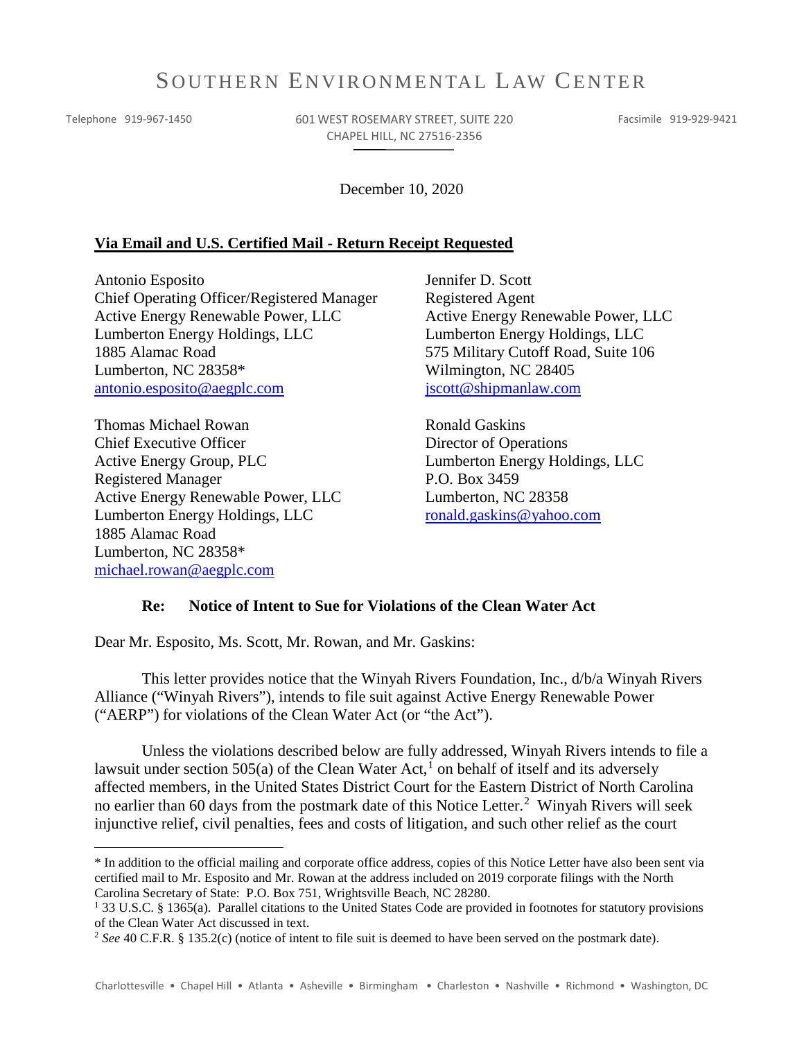# SOUTHERN ENVIRONMENTAL LAW CENTER

Telephone 919-967-1450 | 601 WEST ROSEMARY STREET, SUITE 220, CHAPEL HILL, NC 27516-2356 | Facsimile 919-929-9421

December 10, 2020

**Via Email and U.S. Certified Mail - Return Receipt Requested**

Antonio Esposito
Chief Operating Officer/Registered Manager
Active Energy Renewable Power, LLC
Lumberton Energy Holdings, LLC
1885 Alamac Road
Lumberton, NC 28358*
antonio.esposito@aegplc.com

Jennifer D. Scott
Registered Agent
Active Energy Renewable Power, LLC
Lumberton Energy Holdings, LLC
575 Military Cutoff Road, Suite 106
Wilmington, NC 28405
jscott@shipmanlaw.com

Thomas Michael Rowan
Chief Executive Officer
Active Energy Group, PLC
Registered Manager
Active Energy Renewable Power, LLC
Lumberton Energy Holdings, LLC
1885 Alamac Road
Lumberton, NC 28358*
michael.rowan@aegplc.com

Ronald Gaskins
Director of Operations
Lumberton Energy Holdings, LLC
P.O. Box 3459
Lumberton, NC 28358
ronald.gaskins@yahoo.com

**Re: Notice of Intent to Sue for Violations of the Clean Water Act**

Dear Mr. Esposito, Ms. Scott, Mr. Rowan, and Mr. Gaskins:

This letter provides notice that the Winyah Rivers Foundation, Inc., d/b/a Winyah Rivers Alliance ("Winyah Rivers"), intends to file suit against Active Energy Renewable Power ("AERP") for violations of the Clean Water Act (or "the Act").

Unless the violations described below are fully addressed, Winyah Rivers intends to file a lawsuit under section 505(a) of the Clean Water Act,[1] on behalf of itself and its adversely affected members, in the United States District Court for the Eastern District of North Carolina no earlier than 60 days from the postmark date of this Notice Letter.[2] Winyah Rivers will seek injunctive relief, civil penalties, fees and costs of litigation, and such other relief as the court

---

* In addition to the official mailing and corporate office address, copies of this Notice Letter have also been sent via certified mail to Mr. Esposito and Mr. Rowan at the address included on 2019 corporate filings with the North Carolina Secretary of State: P.O. Box 751, Wrightsville Beach, NC 28280.

[1] 33 U.S.C. § 1365(a). Parallel citations to the United States Code are provided in footnotes for statutory provisions of the Clean Water Act discussed in text.

[2] *See* 40 C.F.R. § 135.2(c) (notice of intent to file suit is deemed to have been served on the postmark date).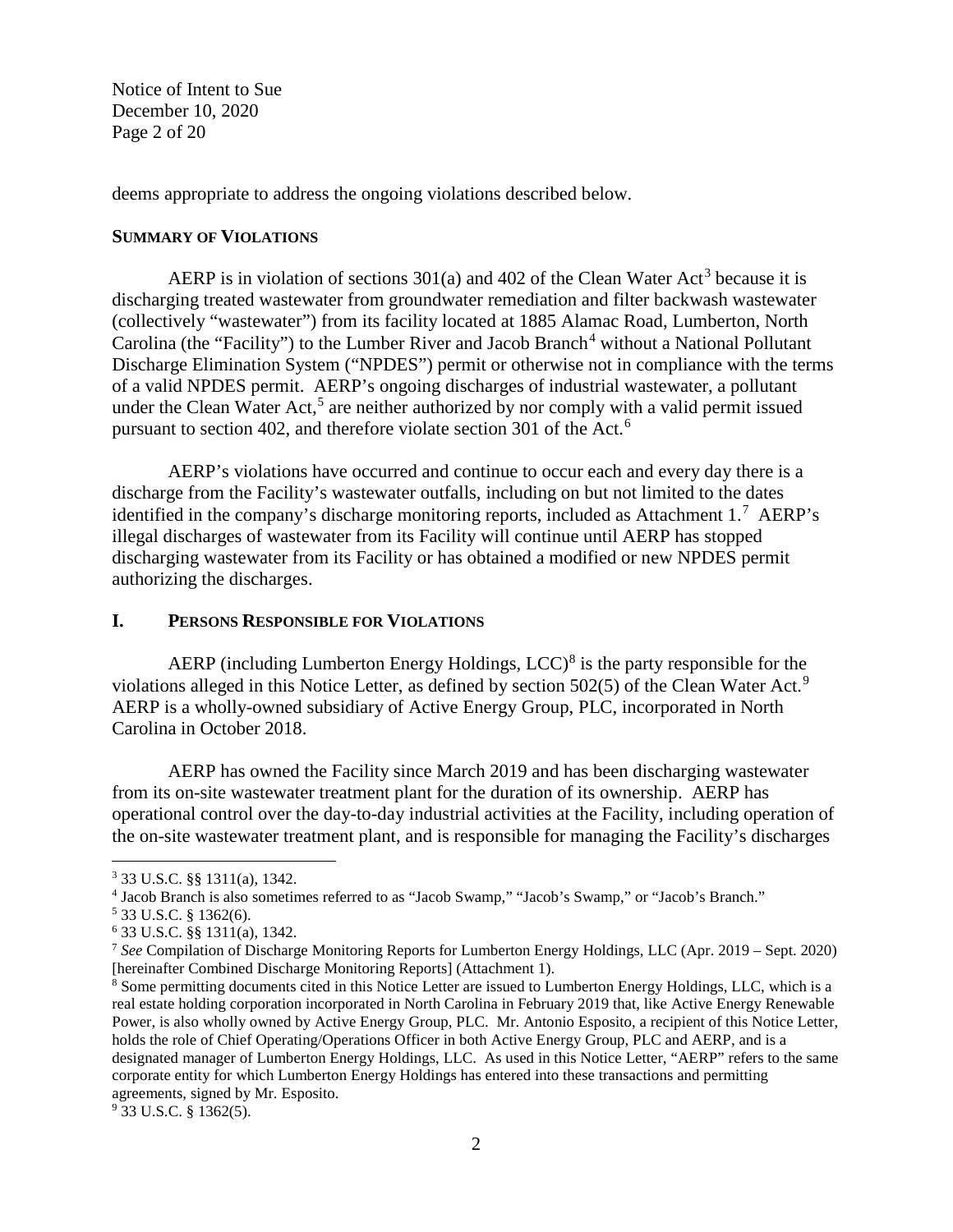deems appropriate to address the ongoing violations described below.

**SUMMARY OF VIOLATIONS**

AERP is in violation of sections 301(a) and 402 of the Clean Water Act[3] because it is discharging treated wastewater from groundwater remediation and filter backwash wastewater (collectively "wastewater") from its facility located at 1885 Alamac Road, Lumberton, North Carolina (the "Facility") to the Lumber River and Jacob Branch[4] without a National Pollutant Discharge Elimination System ("NPDES") permit or otherwise not in compliance with the terms of a valid NPDES permit. AERP's ongoing discharges of industrial wastewater, a pollutant under the Clean Water Act,[5] are neither authorized by nor comply with a valid permit issued pursuant to section 402, and therefore violate section 301 of the Act.[6]

AERP's violations have occurred and continue to occur each and every day there is a discharge from the Facility's wastewater outfalls, including on but not limited to the dates identified in the company's discharge monitoring reports, included as Attachment 1.[7] AERP's illegal discharges of wastewater from its Facility will continue until AERP has stopped discharging wastewater from its Facility or has obtained a modified or new NPDES permit authorizing the discharges.

## I. PERSONS RESPONSIBLE FOR VIOLATIONS

AERP (including Lumberton Energy Holdings, LCC)[8] is the party responsible for the violations alleged in this Notice Letter, as defined by section 502(5) of the Clean Water Act.[9] AERP is a wholly-owned subsidiary of Active Energy Group, PLC, incorporated in North Carolina in October 2018.

AERP has owned the Facility since March 2019 and has been discharging wastewater from its on-site wastewater treatment plant for the duration of its ownership. AERP has operational control over the day-to-day industrial activities at the Facility, including operation of the on-site wastewater treatment plant, and is responsible for managing the Facility's discharges

---

[3] 33 U.S.C. §§ 1311(a), 1342.

[4] Jacob Branch is also sometimes referred to as "Jacob Swamp," "Jacob's Swamp," or "Jacob's Branch."

[5] 33 U.S.C. § 1362(6).

[6] 33 U.S.C. §§ 1311(a), 1342.

[7] *See* Compilation of Discharge Monitoring Reports for Lumberton Energy Holdings, LLC (Apr. 2019 – Sept. 2020) [hereinafter Combined Discharge Monitoring Reports] (Attachment 1).

[8] Some permitting documents cited in this Notice Letter are issued to Lumberton Energy Holdings, LLC, which is a real estate holding corporation incorporated in North Carolina in February 2019 that, like Active Energy Renewable Power, is also wholly owned by Active Energy Group, PLC. Mr. Antonio Esposito, a recipient of this Notice Letter, holds the role of Chief Operating/Operations Officer in both Active Energy Group, PLC and AERP, and is a designated manager of Lumberton Energy Holdings, LLC. As used in this Notice Letter, "AERP" refers to the same corporate entity for which Lumberton Energy Holdings has entered into these transactions and permitting agreements, signed by Mr. Esposito.

[9] 33 U.S.C. § 1362(5).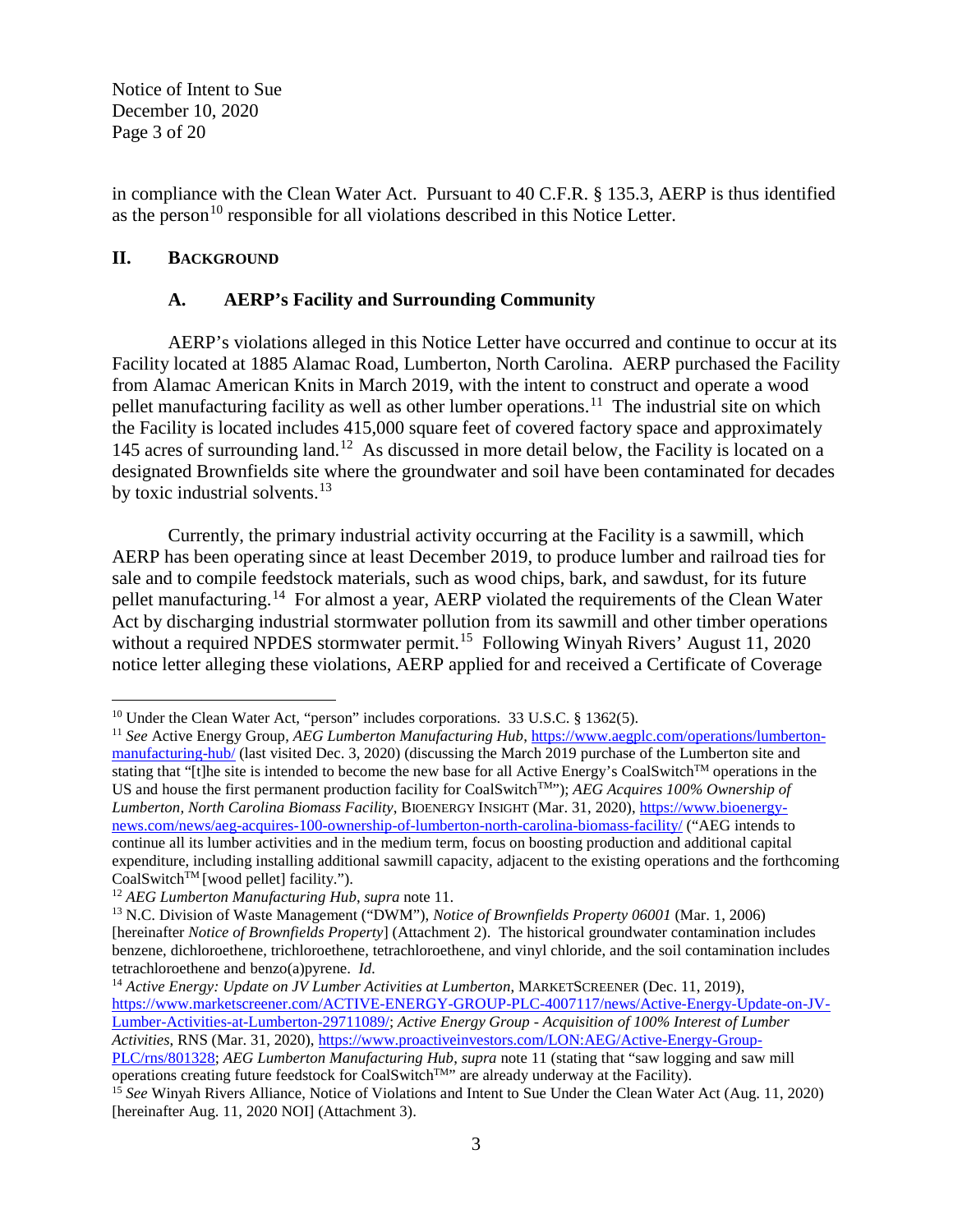in compliance with the Clean Water Act. Pursuant to 40 C.F.R. § 135.3, AERP is thus identified as the person[10] responsible for all violations described in this Notice Letter.

## II. BACKGROUND

### A. AERP's Facility and Surrounding Community

AERP's violations alleged in this Notice Letter have occurred and continue to occur at its Facility located at 1885 Alamac Road, Lumberton, North Carolina. AERP purchased the Facility from Alamac American Knits in March 2019, with the intent to construct and operate a wood pellet manufacturing facility as well as other lumber operations.[11] The industrial site on which the Facility is located includes 415,000 square feet of covered factory space and approximately 145 acres of surrounding land.[12] As discussed in more detail below, the Facility is located on a designated Brownfields site where the groundwater and soil have been contaminated for decades by toxic industrial solvents.[13]

Currently, the primary industrial activity occurring at the Facility is a sawmill, which AERP has been operating since at least December 2019, to produce lumber and railroad ties for sale and to compile feedstock materials, such as wood chips, bark, and sawdust, for its future pellet manufacturing.[14] For almost a year, AERP violated the requirements of the Clean Water Act by discharging industrial stormwater pollution from its sawmill and other timber operations without a required NPDES stormwater permit.[15] Following Winyah Rivers' August 11, 2020 notice letter alleging these violations, AERP applied for and received a Certificate of Coverage

---

[10] Under the Clean Water Act, "person" includes corporations. 33 U.S.C. § 1362(5).

[11] *See* Active Energy Group, *AEG Lumberton Manufacturing Hub*, https://www.aegplc.com/operations/lumberton-manufacturing-hub/ (last visited Dec. 3, 2020) (discussing the March 2019 purchase of the Lumberton site and stating that "[t]he site is intended to become the new base for all Active Energy's CoalSwitch™ operations in the US and house the first permanent production facility for CoalSwitch™"); *AEG Acquires 100% Ownership of Lumberton, North Carolina Biomass Facility*, BIOENERGY INSIGHT (Mar. 31, 2020), https://www.bioenergy-news.com/news/aeg-acquires-100-ownership-of-lumberton-north-carolina-biomass-facility/ ("AEG intends to continue all its lumber activities and in the medium term, focus on boosting production and additional capital expenditure, including installing additional sawmill capacity, adjacent to the existing operations and the forthcoming CoalSwitch™ [wood pellet] facility.").

[12] *AEG Lumberton Manufacturing Hub*, *supra* note 11.

[13] N.C. Division of Waste Management ("DWM"), *Notice of Brownfields Property 06001* (Mar. 1, 2006) [hereinafter *Notice of Brownfields Property*] (Attachment 2). The historical groundwater contamination includes benzene, dichloroethene, trichloroethene, tetrachloroethene, and vinyl chloride, and the soil contamination includes tetrachloroethene and benzo(a)pyrene. *Id.*

[14] *Active Energy: Update on JV Lumber Activities at Lumberton*, MARKETSCREENER (Dec. 11, 2019), https://www.marketscreener.com/ACTIVE-ENERGY-GROUP-PLC-4007117/news/Active-Energy-Update-on-JV-Lumber-Activities-at-Lumberton-29711089/; *Active Energy Group - Acquisition of 100% Interest of Lumber Activities*, RNS (Mar. 31, 2020), https://www.proactiveinvestors.com/LON:AEG/Active-Energy-Group-PLC/rns/801328; *AEG Lumberton Manufacturing Hub*, *supra* note 11 (stating that "saw logging and saw mill operations creating future feedstock for CoalSwitch™" are already underway at the Facility).

[15] *See* Winyah Rivers Alliance, Notice of Violations and Intent to Sue Under the Clean Water Act (Aug. 11, 2020) [hereinafter Aug. 11, 2020 NOI] (Attachment 3).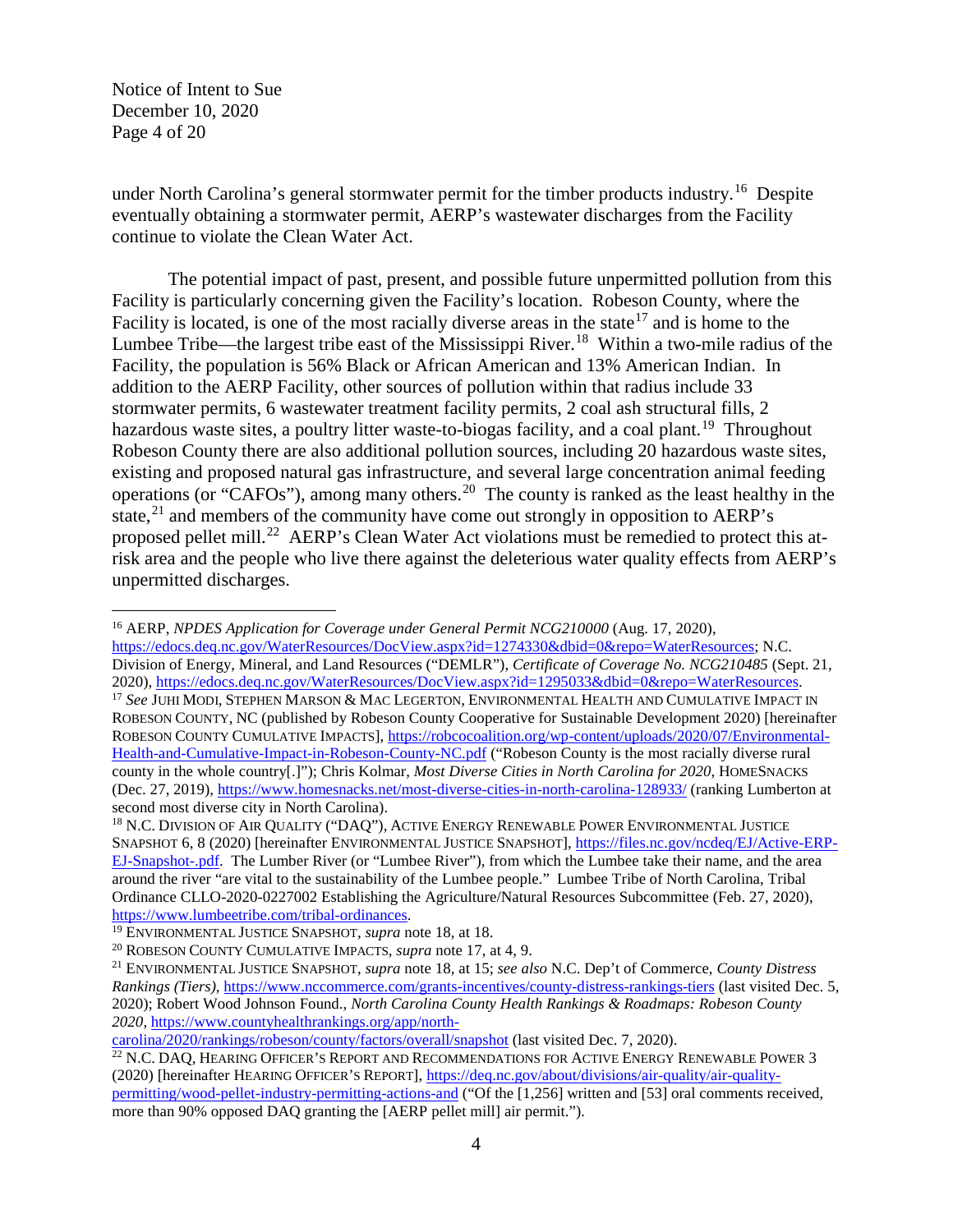under North Carolina's general stormwater permit for the timber products industry.[16] Despite eventually obtaining a stormwater permit, AERP's wastewater discharges from the Facility continue to violate the Clean Water Act.

The potential impact of past, present, and possible future unpermitted pollution from this Facility is particularly concerning given the Facility's location. Robeson County, where the Facility is located, is one of the most racially diverse areas in the state[17] and is home to the Lumbee Tribe—the largest tribe east of the Mississippi River.[18] Within a two-mile radius of the Facility, the population is 56% Black or African American and 13% American Indian. In addition to the AERP Facility, other sources of pollution within that radius include 33 stormwater permits, 6 wastewater treatment facility permits, 2 coal ash structural fills, 2 hazardous waste sites, a poultry litter waste-to-biogas facility, and a coal plant.[19] Throughout Robeson County there are also additional pollution sources, including 20 hazardous waste sites, existing and proposed natural gas infrastructure, and several large concentration animal feeding operations (or "CAFOs"), among many others.[20] The county is ranked as the least healthy in the state,[21] and members of the community have come out strongly in opposition to AERP's proposed pellet mill.[22] AERP's Clean Water Act violations must be remedied to protect this at-risk area and the people who live there against the deleterious water quality effects from AERP's unpermitted discharges.

---

[16] AERP, *NPDES Application for Coverage under General Permit NCG210000* (Aug. 17, 2020), https://edocs.deq.nc.gov/WaterResources/DocView.aspx?id=1274330&dbid=0&repo=WaterResources; N.C. Division of Energy, Mineral, and Land Resources ("DEMLR"), *Certificate of Coverage No. NCG210485* (Sept. 21, 2020), https://edocs.deq.nc.gov/WaterResources/DocView.aspx?id=1295033&dbid=0&repo=WaterResources.

[17] *See* JUHI MODI, STEPHEN MARSON & MAC LEGERTON, ENVIRONMENTAL HEALTH AND CUMULATIVE IMPACT IN ROBESON COUNTY, NC (published by Robeson County Cooperative for Sustainable Development 2020) [hereinafter ROBESON COUNTY CUMULATIVE IMPACTS], https://robcocoalition.org/wp-content/uploads/2020/07/Environmental-Health-and-Cumulative-Impact-in-Robeson-County-NC.pdf ("Robeson County is the most racially diverse rural county in the whole country[.]"); Chris Kolmar, *Most Diverse Cities in North Carolina for 2020*, HOMESNACKS (Dec. 27, 2019), https://www.homesnacks.net/most-diverse-cities-in-north-carolina-128933/ (ranking Lumberton at second most diverse city in North Carolina).

[18] N.C. DIVISION OF AIR QUALITY ("DAQ"), ACTIVE ENERGY RENEWABLE POWER ENVIRONMENTAL JUSTICE SNAPSHOT 6, 8 (2020) [hereinafter ENVIRONMENTAL JUSTICE SNAPSHOT], https://files.nc.gov/ncdeq/EJ/Active-ERP-EJ-Snapshot-.pdf. The Lumber River (or "Lumbee River"), from which the Lumbee take their name, and the area around the river "are vital to the sustainability of the Lumbee people." Lumbee Tribe of North Carolina, Tribal Ordinance CLLO-2020-0227002 Establishing the Agriculture/Natural Resources Subcommittee (Feb. 27, 2020), https://www.lumbeetribe.com/tribal-ordinances.

[19] ENVIRONMENTAL JUSTICE SNAPSHOT, *supra* note 18, at 18.

[20] ROBESON COUNTY CUMULATIVE IMPACTS, *supra* note 17, at 4, 9.

[21] ENVIRONMENTAL JUSTICE SNAPSHOT, *supra* note 18, at 15; *see also* N.C. Dep't of Commerce, *County Distress Rankings (Tiers)*, https://www.nccommerce.com/grants-incentives/county-distress-rankings-tiers (last visited Dec. 5, 2020); Robert Wood Johnson Found., *North Carolina County Health Rankings & Roadmaps: Robeson County 2020*, https://www.countyhealthrankings.org/app/north-carolina/2020/rankings/robeson/county/factors/overall/snapshot (last visited Dec. 7, 2020).

[22] N.C. DAQ, HEARING OFFICER'S REPORT AND RECOMMENDATIONS FOR ACTIVE ENERGY RENEWABLE POWER 3 (2020) [hereinafter HEARING OFFICER'S REPORT], https://deq.nc.gov/about/divisions/air-quality/air-quality-permitting/wood-pellet-industry-permitting-actions-and ("Of the [1,256] written and [53] oral comments received, more than 90% opposed DAQ granting the [AERP pellet mill] air permit.").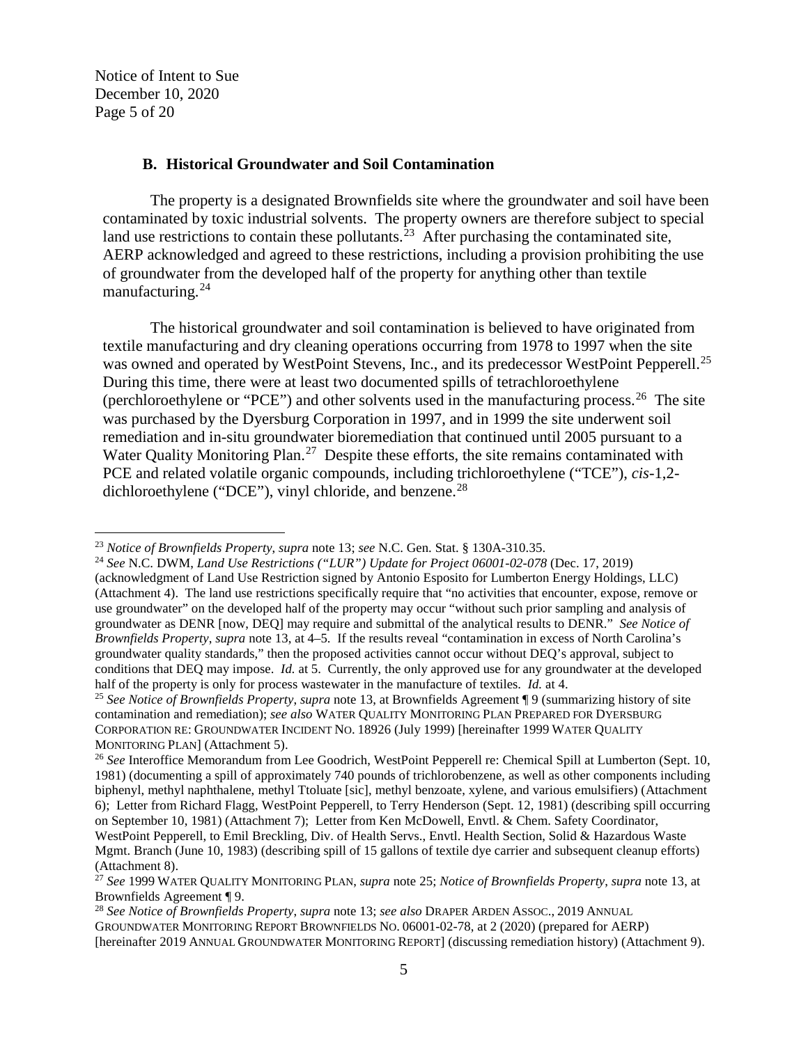### B. Historical Groundwater and Soil Contamination

The property is a designated Brownfields site where the groundwater and soil have been contaminated by toxic industrial solvents. The property owners are therefore subject to special land use restrictions to contain these pollutants.[23] After purchasing the contaminated site, AERP acknowledged and agreed to these restrictions, including a provision prohibiting the use of groundwater from the developed half of the property for anything other than textile manufacturing.[24]

The historical groundwater and soil contamination is believed to have originated from textile manufacturing and dry cleaning operations occurring from 1978 to 1997 when the site was owned and operated by WestPoint Stevens, Inc., and its predecessor WestPoint Pepperell.[25] During this time, there were at least two documented spills of tetrachloroethylene (perchloroethylene or "PCE") and other solvents used in the manufacturing process.[26] The site was purchased by the Dyersburg Corporation in 1997, and in 1999 the site underwent soil remediation and in-situ groundwater bioremediation that continued until 2005 pursuant to a Water Quality Monitoring Plan.[27] Despite these efforts, the site remains contaminated with PCE and related volatile organic compounds, including trichloroethylene ("TCE"), *cis*-1,2-dichloroethylene ("DCE"), vinyl chloride, and benzene.[28]

---

[23] *Notice of Brownfields Property*, *supra* note 13; *see* N.C. Gen. Stat. § 130A-310.35.

[24] *See* N.C. DWM, *Land Use Restrictions ("LUR") Update for Project 06001-02-078* (Dec. 17, 2019) (acknowledgment of Land Use Restriction signed by Antonio Esposito for Lumberton Energy Holdings, LLC) (Attachment 4). The land use restrictions specifically require that "no activities that encounter, expose, remove or use groundwater" on the developed half of the property may occur "without such prior sampling and analysis of groundwater as DENR [now, DEQ] may require and submittal of the analytical results to DENR." *See Notice of Brownfields Property*, *supra* note 13, at 4–5. If the results reveal "contamination in excess of North Carolina's groundwater quality standards," then the proposed activities cannot occur without DEQ's approval, subject to conditions that DEQ may impose. *Id.* at 5. Currently, the only approved use for any groundwater at the developed half of the property is only for process wastewater in the manufacture of textiles. *Id.* at 4.

[25] *See Notice of Brownfields Property*, *supra* note 13, at Brownfields Agreement ¶ 9 (summarizing history of site contamination and remediation); *see also* WATER QUALITY MONITORING PLAN PREPARED FOR DYERSBURG CORPORATION RE: GROUNDWATER INCIDENT NO. 18926 (July 1999) [hereinafter 1999 WATER QUALITY MONITORING PLAN] (Attachment 5).

[26] *See* Interoffice Memorandum from Lee Goodrich, WestPoint Pepperell re: Chemical Spill at Lumberton (Sept. 10, 1981) (documenting a spill of approximately 740 pounds of trichlorobenzene, as well as other components including biphenyl, methyl naphthalene, methyl Ttoluate [sic], methyl benzoate, xylene, and various emulsifiers) (Attachment 6); Letter from Richard Flagg, WestPoint Pepperell, to Terry Henderson (Sept. 12, 1981) (describing spill occurring on September 10, 1981) (Attachment 7); Letter from Ken McDowell, Envtl. & Chem. Safety Coordinator, WestPoint Pepperell, to Emil Breckling, Div. of Health Servs., Envtl. Health Section, Solid & Hazardous Waste Mgmt. Branch (June 10, 1983) (describing spill of 15 gallons of textile dye carrier and subsequent cleanup efforts) (Attachment 8).

[27] *See* 1999 WATER QUALITY MONITORING PLAN, *supra* note 25; *Notice of Brownfields Property*, *supra* note 13, at Brownfields Agreement ¶ 9.

[28] *See Notice of Brownfields Property*, *supra* note 13; *see also* DRAPER ARDEN ASSOC., 2019 ANNUAL GROUNDWATER MONITORING REPORT BROWNFIELDS NO. 06001-02-78, at 2 (2020) (prepared for AERP) [hereinafter 2019 ANNUAL GROUNDWATER MONITORING REPORT] (discussing remediation history) (Attachment 9).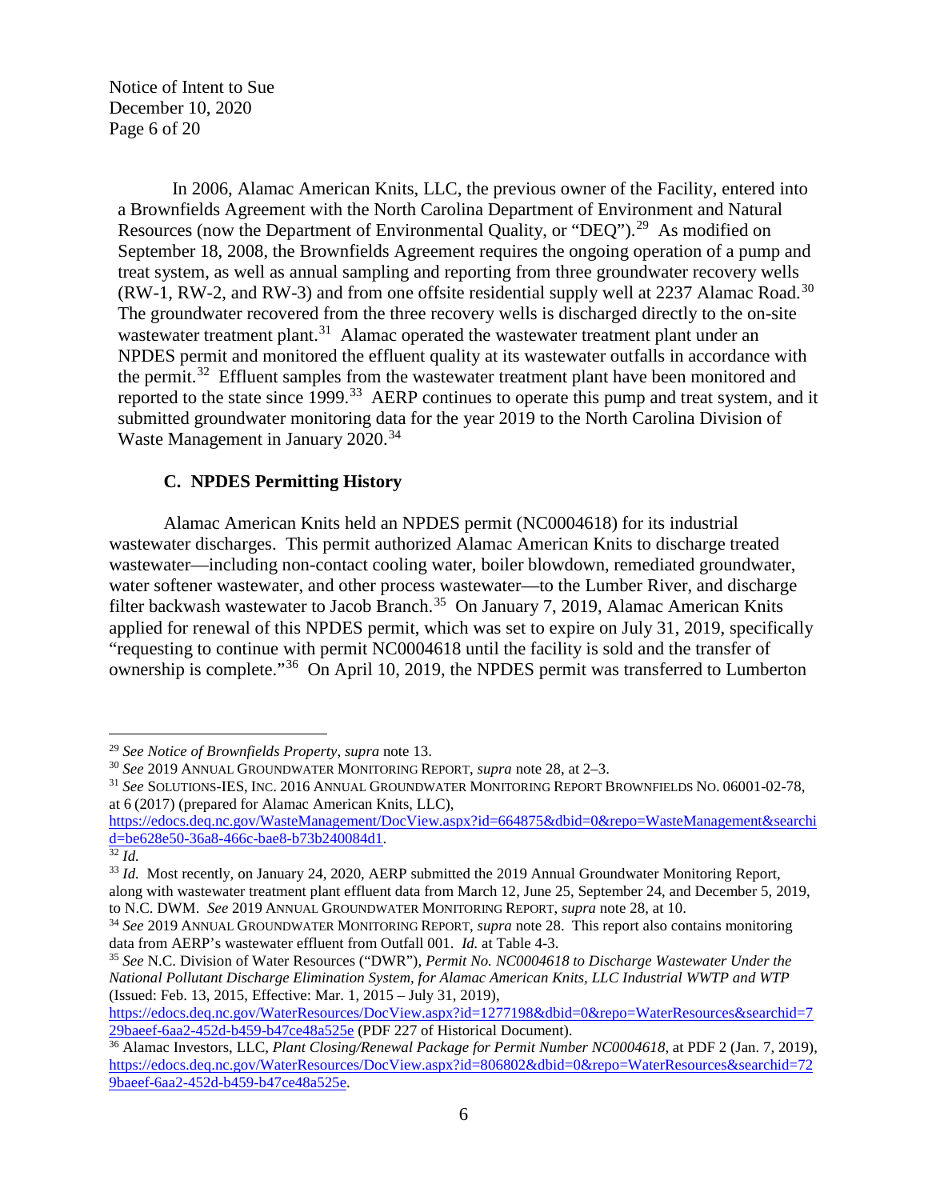In 2006, Alamac American Knits, LLC, the previous owner of the Facility, entered into a Brownfields Agreement with the North Carolina Department of Environment and Natural Resources (now the Department of Environmental Quality, or "DEQ").[29] As modified on September 18, 2008, the Brownfields Agreement requires the ongoing operation of a pump and treat system, as well as annual sampling and reporting from three groundwater recovery wells (RW-1, RW-2, and RW-3) and from one offsite residential supply well at 2237 Alamac Road.[30] The groundwater recovered from the three recovery wells is discharged directly to the on-site wastewater treatment plant.[31] Alamac operated the wastewater treatment plant under an NPDES permit and monitored the effluent quality at its wastewater outfalls in accordance with the permit.[32] Effluent samples from the wastewater treatment plant have been monitored and reported to the state since 1999.[33] AERP continues to operate this pump and treat system, and it submitted groundwater monitoring data for the year 2019 to the North Carolina Division of Waste Management in January 2020.[34]

### C. NPDES Permitting History

Alamac American Knits held an NPDES permit (NC0004618) for its industrial wastewater discharges. This permit authorized Alamac American Knits to discharge treated wastewater—including non-contact cooling water, boiler blowdown, remediated groundwater, water softener wastewater, and other process wastewater—to the Lumber River, and discharge filter backwash wastewater to Jacob Branch.[35] On January 7, 2019, Alamac American Knits applied for renewal of this NPDES permit, which was set to expire on July 31, 2019, specifically "requesting to continue with permit NC0004618 until the facility is sold and the transfer of ownership is complete."[36] On April 10, 2019, the NPDES permit was transferred to Lumberton

---

[29] *See Notice of Brownfields Property*, *supra* note 13.

[30] *See* 2019 ANNUAL GROUNDWATER MONITORING REPORT, *supra* note 28, at 2–3.

[31] *See* SOLUTIONS-IES, INC. 2016 ANNUAL GROUNDWATER MONITORING REPORT BROWNFIELDS NO. 06001-02-78, at 6 (2017) (prepared for Alamac American Knits, LLC), https://edocs.deq.nc.gov/WasteManagement/DocView.aspx?id=664875&dbid=0&repo=WasteManagement&searchid=be628e50-36a8-466c-bae8-b73b240084d1.

[32] *Id.*

[33] *Id.* Most recently, on January 24, 2020, AERP submitted the 2019 Annual Groundwater Monitoring Report, along with wastewater treatment plant effluent data from March 12, June 25, September 24, and December 5, 2019, to N.C. DWM. *See* 2019 ANNUAL GROUNDWATER MONITORING REPORT, *supra* note 28, at 10.

[34] *See* 2019 ANNUAL GROUNDWATER MONITORING REPORT, *supra* note 28. This report also contains monitoring data from AERP's wastewater effluent from Outfall 001. *Id.* at Table 4-3.

[35] *See* N.C. Division of Water Resources ("DWR"), *Permit No. NC0004618 to Discharge Wastewater Under the National Pollutant Discharge Elimination System, for Alamac American Knits, LLC Industrial WWTP and WTP* (Issued: Feb. 13, 2015, Effective: Mar. 1, 2015 – July 31, 2019), https://edocs.deq.nc.gov/WaterResources/DocView.aspx?id=1277198&dbid=0&repo=WaterResources&searchid=729baeef-6aa2-452d-b459-b47ce48a525e (PDF 227 of Historical Document).

[36] Alamac Investors, LLC, *Plant Closing/Renewal Package for Permit Number NC0004618*, at PDF 2 (Jan. 7, 2019), https://edocs.deq.nc.gov/WaterResources/DocView.aspx?id=806802&dbid=0&repo=WaterResources&searchid=729baeef-6aa2-452d-b459-b47ce48a525e.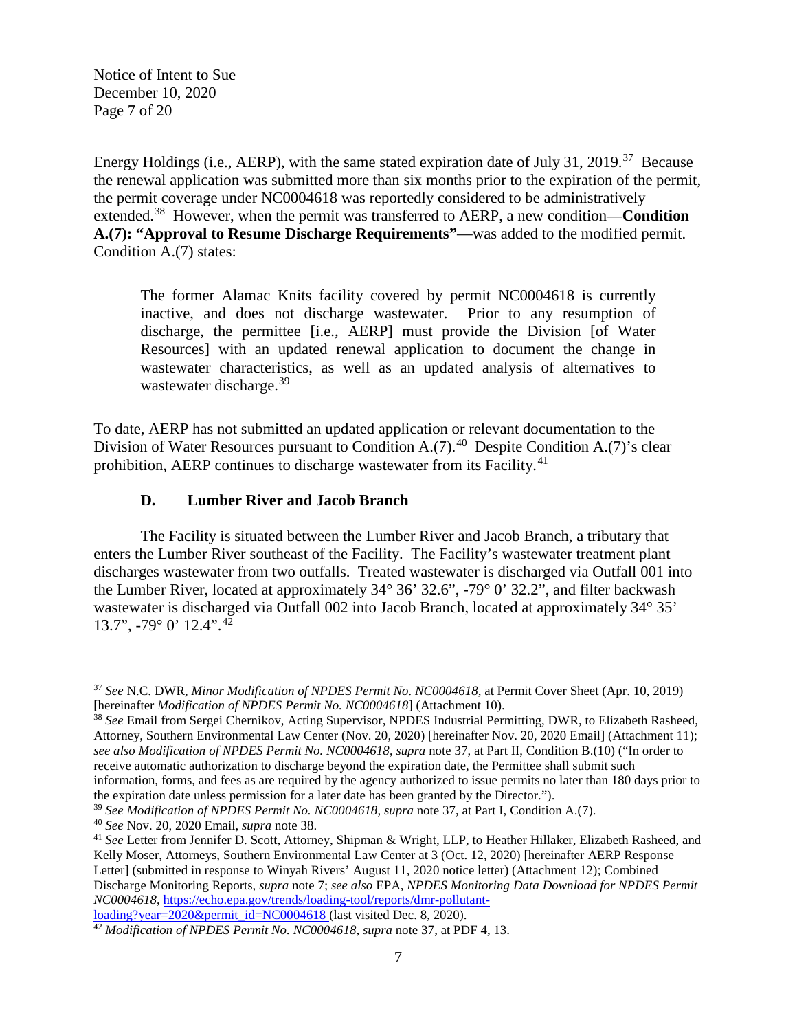Energy Holdings (i.e., AERP), with the same stated expiration date of July 31, 2019.[37] Because the renewal application was submitted more than six months prior to the expiration of the permit, the permit coverage under NC0004618 was reportedly considered to be administratively extended.[38] However, when the permit was transferred to AERP, a new condition—**Condition A.(7): "Approval to Resume Discharge Requirements"**—was added to the modified permit. Condition A.(7) states:

> The former Alamac Knits facility covered by permit NC0004618 is currently inactive, and does not discharge wastewater. Prior to any resumption of discharge, the permittee [i.e., AERP] must provide the Division [of Water Resources] with an updated renewal application to document the change in wastewater characteristics, as well as an updated analysis of alternatives to wastewater discharge.[39]

To date, AERP has not submitted an updated application or relevant documentation to the Division of Water Resources pursuant to Condition A.(7).[40] Despite Condition A.(7)'s clear prohibition, AERP continues to discharge wastewater from its Facility.[41]

### D. Lumber River and Jacob Branch

The Facility is situated between the Lumber River and Jacob Branch, a tributary that enters the Lumber River southeast of the Facility. The Facility's wastewater treatment plant discharges wastewater from two outfalls. Treated wastewater is discharged via Outfall 001 into the Lumber River, located at approximately 34° 36' 32.6", -79° 0' 32.2", and filter backwash wastewater is discharged via Outfall 002 into Jacob Branch, located at approximately 34° 35' 13.7", -79° 0' 12.4".[42]

---

[37] *See* N.C. DWR, *Minor Modification of NPDES Permit No. NC0004618*, at Permit Cover Sheet (Apr. 10, 2019) [hereinafter *Modification of NPDES Permit No. NC0004618*] (Attachment 10).

[38] *See* Email from Sergei Chernikov, Acting Supervisor, NPDES Industrial Permitting, DWR, to Elizabeth Rasheed, Attorney, Southern Environmental Law Center (Nov. 20, 2020) [hereinafter Nov. 20, 2020 Email] (Attachment 11); *see also Modification of NPDES Permit No. NC0004618*, *supra* note 37, at Part II, Condition B.(10) ("In order to receive automatic authorization to discharge beyond the expiration date, the Permittee shall submit such information, forms, and fees as are required by the agency authorized to issue permits no later than 180 days prior to the expiration date unless permission for a later date has been granted by the Director.").

[39] *See Modification of NPDES Permit No. NC0004618*, *supra* note 37, at Part I, Condition A.(7).

[40] *See* Nov. 20, 2020 Email, *supra* note 38.

[41] *See* Letter from Jennifer D. Scott, Attorney, Shipman & Wright, LLP, to Heather Hillaker, Elizabeth Rasheed, and Kelly Moser, Attorneys, Southern Environmental Law Center at 3 (Oct. 12, 2020) [hereinafter AERP Response Letter] (submitted in response to Winyah Rivers' August 11, 2020 notice letter) (Attachment 12); Combined Discharge Monitoring Reports, *supra* note 7; *see also* EPA, *NPDES Monitoring Data Download for NPDES Permit NC0004618*, https://echo.epa.gov/trends/loading-tool/reports/dmr-pollutant-loading?year=2020&permit_id=NC0004618 (last visited Dec. 8, 2020).

[42] *Modification of NPDES Permit No. NC0004618*, *supra* note 37, at PDF 4, 13.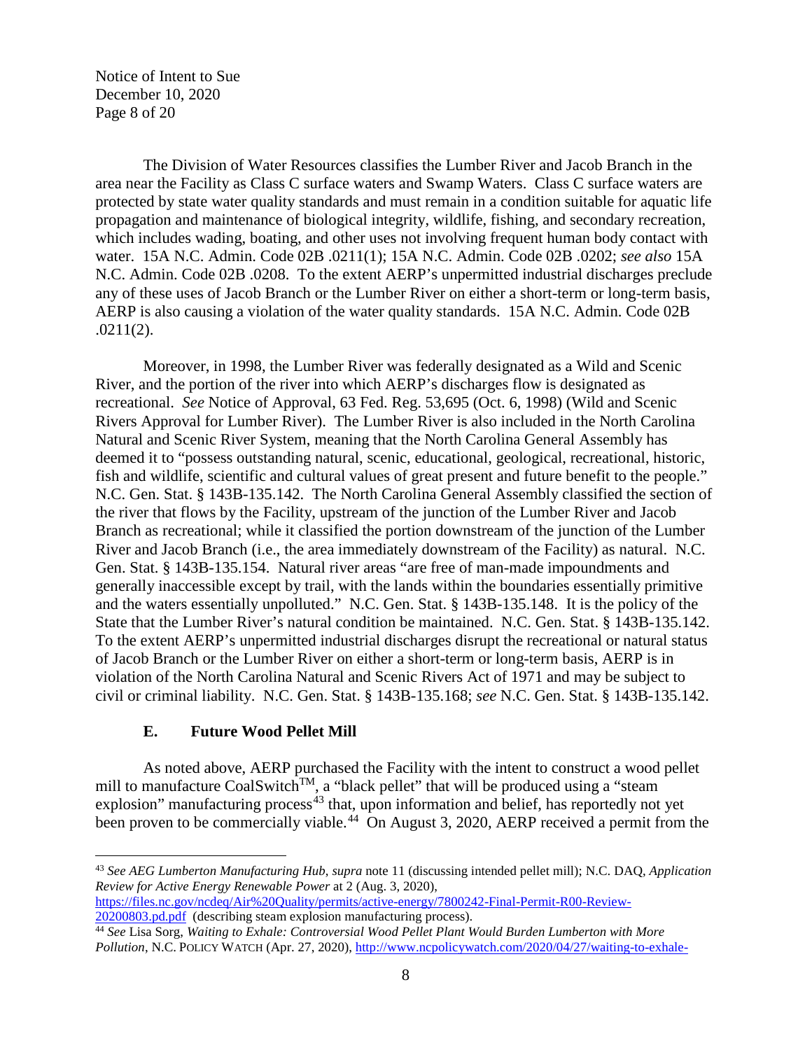The Division of Water Resources classifies the Lumber River and Jacob Branch in the area near the Facility as Class C surface waters and Swamp Waters. Class C surface waters are protected by state water quality standards and must remain in a condition suitable for aquatic life propagation and maintenance of biological integrity, wildlife, fishing, and secondary recreation, which includes wading, boating, and other uses not involving frequent human body contact with water. 15A N.C. Admin. Code 02B .0211(1); 15A N.C. Admin. Code 02B .0202; *see also* 15A N.C. Admin. Code 02B .0208. To the extent AERP's unpermitted industrial discharges preclude any of these uses of Jacob Branch or the Lumber River on either a short-term or long-term basis, AERP is also causing a violation of the water quality standards. 15A N.C. Admin. Code 02B .0211(2).

Moreover, in 1998, the Lumber River was federally designated as a Wild and Scenic River, and the portion of the river into which AERP's discharges flow is designated as recreational. *See* Notice of Approval, 63 Fed. Reg. 53,695 (Oct. 6, 1998) (Wild and Scenic Rivers Approval for Lumber River). The Lumber River is also included in the North Carolina Natural and Scenic River System, meaning that the North Carolina General Assembly has deemed it to "possess outstanding natural, scenic, educational, geological, recreational, historic, fish and wildlife, scientific and cultural values of great present and future benefit to the people." N.C. Gen. Stat. § 143B-135.142. The North Carolina General Assembly classified the section of the river that flows by the Facility, upstream of the junction of the Lumber River and Jacob Branch as recreational; while it classified the portion downstream of the junction of the Lumber River and Jacob Branch (i.e., the area immediately downstream of the Facility) as natural. N.C. Gen. Stat. § 143B-135.154. Natural river areas "are free of man-made impoundments and generally inaccessible except by trail, with the lands within the boundaries essentially primitive and the waters essentially unpolluted." N.C. Gen. Stat. § 143B-135.148. It is the policy of the State that the Lumber River's natural condition be maintained. N.C. Gen. Stat. § 143B-135.142. To the extent AERP's unpermitted industrial discharges disrupt the recreational or natural status of Jacob Branch or the Lumber River on either a short-term or long-term basis, AERP is in violation of the North Carolina Natural and Scenic Rivers Act of 1971 and may be subject to civil or criminal liability. N.C. Gen. Stat. § 143B-135.168; *see* N.C. Gen. Stat. § 143B-135.142.

### E. Future Wood Pellet Mill

As noted above, AERP purchased the Facility with the intent to construct a wood pellet mill to manufacture CoalSwitch™, a "black pellet" that will be produced using a "steam explosion" manufacturing process[43] that, upon information and belief, has reportedly not yet been proven to be commercially viable.[44] On August 3, 2020, AERP received a permit from the

---

[43] *See AEG Lumberton Manufacturing Hub*, *supra* note 11 (discussing intended pellet mill); N.C. DAQ, *Application Review for Active Energy Renewable Power* at 2 (Aug. 3, 2020), https://files.nc.gov/ncdeq/Air%20Quality/permits/active-energy/7800242-Final-Permit-R00-Review-20200803.pd.pdf (describing steam explosion manufacturing process).

[44] *See* Lisa Sorg, *Waiting to Exhale: Controversial Wood Pellet Plant Would Burden Lumberton with More Pollution*, N.C. POLICY WATCH (Apr. 27, 2020), http://www.ncpolicywatch.com/2020/04/27/waiting-to-exhale-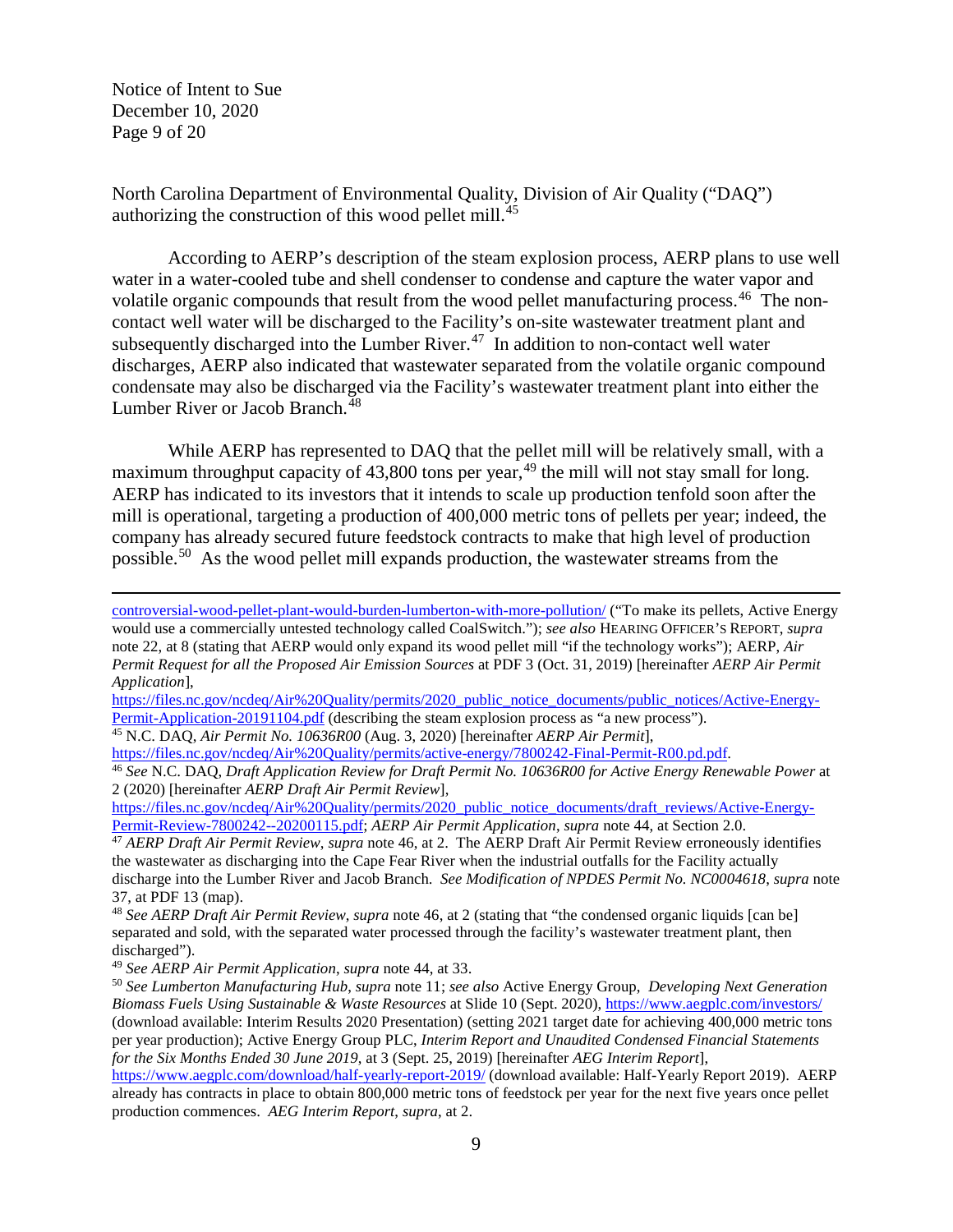North Carolina Department of Environmental Quality, Division of Air Quality ("DAQ") authorizing the construction of this wood pellet mill.[45]

According to AERP's description of the steam explosion process, AERP plans to use well water in a water-cooled tube and shell condenser to condense and capture the water vapor and volatile organic compounds that result from the wood pellet manufacturing process.[46] The non-contact well water will be discharged to the Facility's on-site wastewater treatment plant and subsequently discharged into the Lumber River.[47] In addition to non-contact well water discharges, AERP also indicated that wastewater separated from the volatile organic compound condensate may also be discharged via the Facility's wastewater treatment plant into either the Lumber River or Jacob Branch.[48]

While AERP has represented to DAQ that the pellet mill will be relatively small, with a maximum throughput capacity of 43,800 tons per year,[49] the mill will not stay small for long. AERP has indicated to its investors that it intends to scale up production tenfold soon after the mill is operational, targeting a production of 400,000 metric tons of pellets per year; indeed, the company has already secured future feedstock contracts to make that high level of production possible.[50] As the wood pellet mill expands production, the wastewater streams from the

---

controversial-wood-pellet-plant-would-burden-lumberton-with-more-pollution/ ("To make its pellets, Active Energy would use a commercially untested technology called CoalSwitch."); *see also* HEARING OFFICER'S REPORT, *supra* note 22, at 8 (stating that AERP would only expand its wood pellet mill "if the technology works"); AERP, *Air Permit Request for all the Proposed Air Emission Sources* at PDF 3 (Oct. 31, 2019) [hereinafter *AERP Air Permit Application*], https://files.nc.gov/ncdeq/Air%20Quality/permits/2020_public_notice_documents/public_notices/Active-Energy-Permit-Application-20191104.pdf (describing the steam explosion process as "a new process").

[45] N.C. DAQ, *Air Permit No. 10636R00* (Aug. 3, 2020) [hereinafter *AERP Air Permit*], https://files.nc.gov/ncdeq/Air%20Quality/permits/active-energy/7800242-Final-Permit-R00.pd.pdf.

[46] *See* N.C. DAQ, *Draft Application Review for Draft Permit No. 10636R00 for Active Energy Renewable Power* at 2 (2020) [hereinafter *AERP Draft Air Permit Review*], https://files.nc.gov/ncdeq/Air%20Quality/permits/2020_public_notice_documents/draft_reviews/Active-Energy-Permit-Review-7800242--20200115.pdf; *AERP Air Permit Application*, *supra* note 44, at Section 2.0.

[47] *AERP Draft Air Permit Review*, *supra* note 46, at 2. The AERP Draft Air Permit Review erroneously identifies the wastewater as discharging into the Cape Fear River when the industrial outfalls for the Facility actually discharge into the Lumber River and Jacob Branch. *See Modification of NPDES Permit No. NC0004618*, *supra* note 37, at PDF 13 (map).

[48] *See AERP Draft Air Permit Review*, *supra* note 46, at 2 (stating that "the condensed organic liquids [can be] separated and sold, with the separated water processed through the facility's wastewater treatment plant, then discharged").

[49] *See AERP Air Permit Application*, *supra* note 44, at 33.

[50] *See Lumberton Manufacturing Hub*, *supra* note 11; *see also* Active Energy Group, *Developing Next Generation Biomass Fuels Using Sustainable & Waste Resources* at Slide 10 (Sept. 2020), https://www.aegplc.com/investors/ (download available: Interim Results 2020 Presentation) (setting 2021 target date for achieving 400,000 metric tons per year production); Active Energy Group PLC, *Interim Report and Unaudited Condensed Financial Statements for the Six Months Ended 30 June 2019*, at 3 (Sept. 25, 2019) [hereinafter *AEG Interim Report*], https://www.aegplc.com/download/half-yearly-report-2019/ (download available: Half-Yearly Report 2019). AERP already has contracts in place to obtain 800,000 metric tons of feedstock per year for the next five years once pellet production commences. *AEG Interim Report*, *supra*, at 2.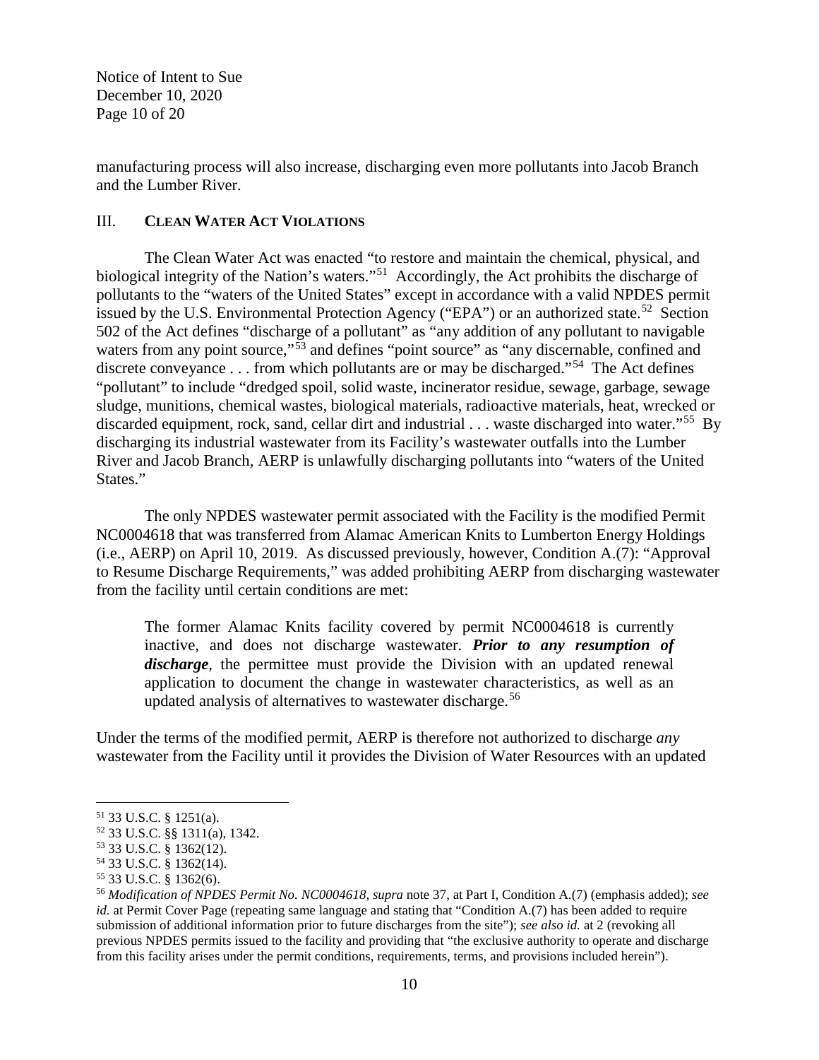manufacturing process will also increase, discharging even more pollutants into Jacob Branch and the Lumber River.

## III. CLEAN WATER ACT VIOLATIONS

The Clean Water Act was enacted "to restore and maintain the chemical, physical, and biological integrity of the Nation's waters."[51] Accordingly, the Act prohibits the discharge of pollutants to the "waters of the United States" except in accordance with a valid NPDES permit issued by the U.S. Environmental Protection Agency ("EPA") or an authorized state.[52] Section 502 of the Act defines "discharge of a pollutant" as "any addition of any pollutant to navigable waters from any point source,"[53] and defines "point source" as "any discernable, confined and discrete conveyance . . . from which pollutants are or may be discharged."[54] The Act defines "pollutant" to include "dredged spoil, solid waste, incinerator residue, sewage, garbage, sewage sludge, munitions, chemical wastes, biological materials, radioactive materials, heat, wrecked or discarded equipment, rock, sand, cellar dirt and industrial . . . waste discharged into water."[55] By discharging its industrial wastewater from its Facility's wastewater outfalls into the Lumber River and Jacob Branch, AERP is unlawfully discharging pollutants into "waters of the United States."

The only NPDES wastewater permit associated with the Facility is the modified Permit NC0004618 that was transferred from Alamac American Knits to Lumberton Energy Holdings (i.e., AERP) on April 10, 2019. As discussed previously, however, Condition A.(7): "Approval to Resume Discharge Requirements," was added prohibiting AERP from discharging wastewater from the facility until certain conditions are met:

> The former Alamac Knits facility covered by permit NC0004618 is currently inactive, and does not discharge wastewater. ***Prior to any resumption of discharge***, the permittee must provide the Division with an updated renewal application to document the change in wastewater characteristics, as well as an updated analysis of alternatives to wastewater discharge.[56]

Under the terms of the modified permit, AERP is therefore not authorized to discharge *any* wastewater from the Facility until it provides the Division of Water Resources with an updated

---

[51] 33 U.S.C. § 1251(a).

[52] 33 U.S.C. §§ 1311(a), 1342.

[53] 33 U.S.C. § 1362(12).

[54] 33 U.S.C. § 1362(14).

[55] 33 U.S.C. § 1362(6).

[56] *Modification of NPDES Permit No. NC0004618, supra* note 37, at Part I, Condition A.(7) (emphasis added); *see id.* at Permit Cover Page (repeating same language and stating that "Condition A.(7) has been added to require submission of additional information prior to future discharges from the site"); *see also id.* at 2 (revoking all previous NPDES permits issued to the facility and providing that "the exclusive authority to operate and discharge from this facility arises under the permit conditions, requirements, terms, and provisions included herein").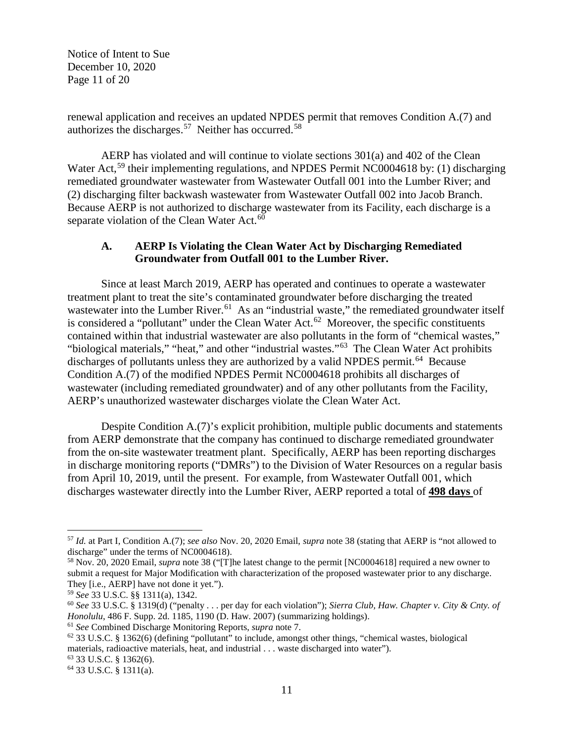renewal application and receives an updated NPDES permit that removes Condition A.(7) and authorizes the discharges.[57] Neither has occurred.[58]

AERP has violated and will continue to violate sections 301(a) and 402 of the Clean Water Act,[59] their implementing regulations, and NPDES Permit NC0004618 by: (1) discharging remediated groundwater wastewater from Wastewater Outfall 001 into the Lumber River; and (2) discharging filter backwash wastewater from Wastewater Outfall 002 into Jacob Branch. Because AERP is not authorized to discharge wastewater from its Facility, each discharge is a separate violation of the Clean Water Act.[60]

### A. AERP Is Violating the Clean Water Act by Discharging Remediated Groundwater from Outfall 001 to the Lumber River.

Since at least March 2019, AERP has operated and continues to operate a wastewater treatment plant to treat the site's contaminated groundwater before discharging the treated wastewater into the Lumber River.[61] As an "industrial waste," the remediated groundwater itself is considered a "pollutant" under the Clean Water Act.[62] Moreover, the specific constituents contained within that industrial wastewater are also pollutants in the form of "chemical wastes," "biological materials," "heat," and other "industrial wastes."[63] The Clean Water Act prohibits discharges of pollutants unless they are authorized by a valid NPDES permit.[64] Because Condition A.(7) of the modified NPDES Permit NC0004618 prohibits all discharges of wastewater (including remediated groundwater) and of any other pollutants from the Facility, AERP's unauthorized wastewater discharges violate the Clean Water Act.

Despite Condition A.(7)'s explicit prohibition, multiple public documents and statements from AERP demonstrate that the company has continued to discharge remediated groundwater from the on-site wastewater treatment plant. Specifically, AERP has been reporting discharges in discharge monitoring reports ("DMRs") to the Division of Water Resources on a regular basis from April 10, 2019, until the present. For example, from Wastewater Outfall 001, which discharges wastewater directly into the Lumber River, AERP reported a total of **498 days** of

---

[57] *Id.* at Part I, Condition A.(7); *see also* Nov. 20, 2020 Email, *supra* note 38 (stating that AERP is "not allowed to discharge" under the terms of NC0004618).

[58] Nov. 20, 2020 Email, *supra* note 38 ("[T]he latest change to the permit [NC0004618] required a new owner to submit a request for Major Modification with characterization of the proposed wastewater prior to any discharge. They [i.e., AERP] have not done it yet.").

[59] *See* 33 U.S.C. §§ 1311(a), 1342.

[60] *See* 33 U.S.C. § 1319(d) ("penalty . . . per day for each violation"); *Sierra Club, Haw. Chapter v. City & Cnty. of Honolulu*, 486 F. Supp. 2d. 1185, 1190 (D. Haw. 2007) (summarizing holdings).

[61] *See* Combined Discharge Monitoring Reports, *supra* note 7.

[62] 33 U.S.C. § 1362(6) (defining "pollutant" to include, amongst other things, "chemical wastes, biological materials, radioactive materials, heat, and industrial . . . waste discharged into water").

[63] 33 U.S.C. § 1362(6).

[64] 33 U.S.C. § 1311(a).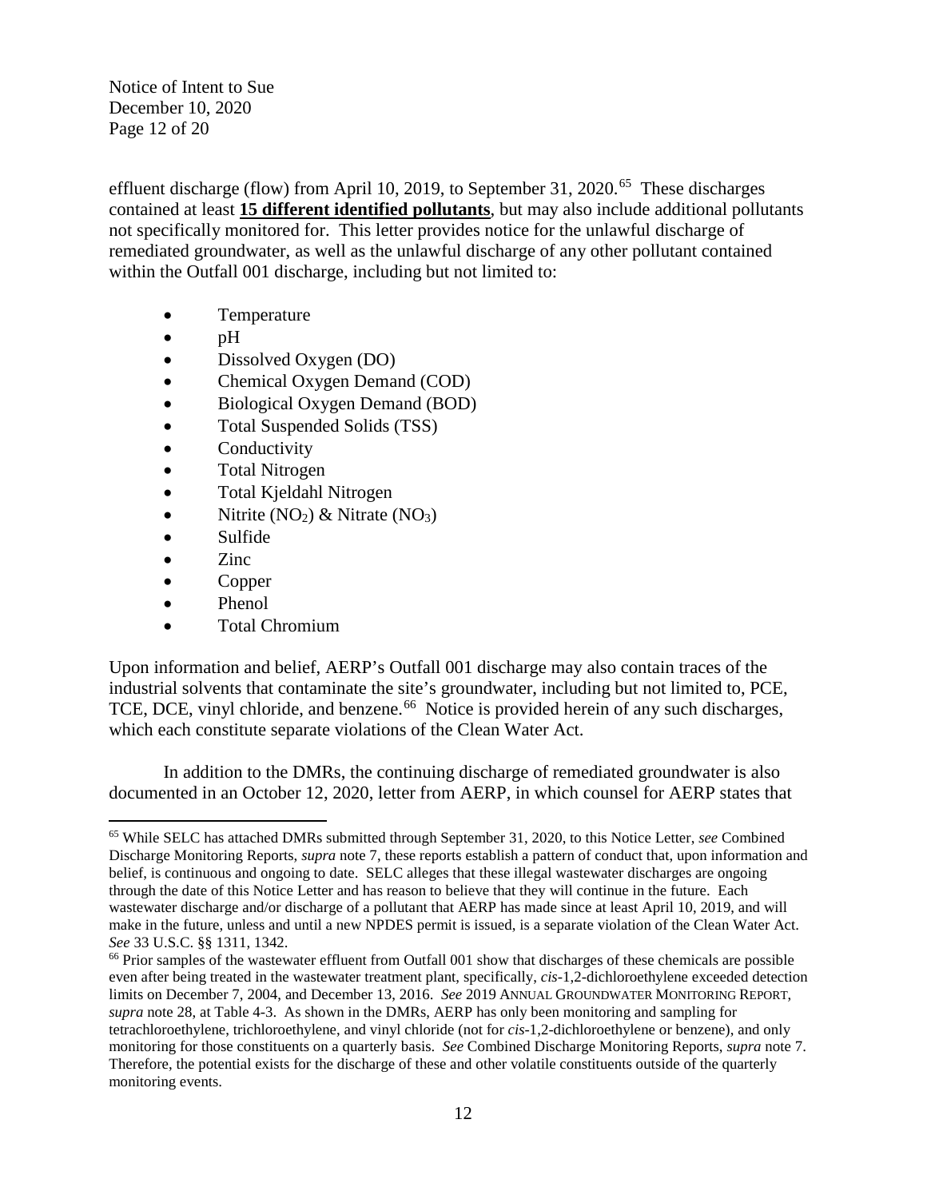effluent discharge (flow) from April 10, 2019, to September 31, 2020.[65] These discharges contained at least **15 different identified pollutants**, but may also include additional pollutants not specifically monitored for. This letter provides notice for the unlawful discharge of remediated groundwater, as well as the unlawful discharge of any other pollutant contained within the Outfall 001 discharge, including but not limited to:

- Temperature
- pH
- Dissolved Oxygen (DO)
- Chemical Oxygen Demand (COD)
- Biological Oxygen Demand (BOD)
- Total Suspended Solids (TSS)
- Conductivity
- Total Nitrogen
- Total Kjeldahl Nitrogen
- Nitrite ($NO_2$) & Nitrate ($NO_3$)
- Sulfide
- Zinc
- Copper
- Phenol
- Total Chromium

Upon information and belief, AERP's Outfall 001 discharge may also contain traces of the industrial solvents that contaminate the site's groundwater, including but not limited to, PCE, TCE, DCE, vinyl chloride, and benzene.[66] Notice is provided herein of any such discharges, which each constitute separate violations of the Clean Water Act.

In addition to the DMRs, the continuing discharge of remediated groundwater is also documented in an October 12, 2020, letter from AERP, in which counsel for AERP states that

---

[65] While SELC has attached DMRs submitted through September 31, 2020, to this Notice Letter, *see* Combined Discharge Monitoring Reports, *supra* note 7, these reports establish a pattern of conduct that, upon information and belief, is continuous and ongoing to date. SELC alleges that these illegal wastewater discharges are ongoing through the date of this Notice Letter and has reason to believe that they will continue in the future. Each wastewater discharge and/or discharge of a pollutant that AERP has made since at least April 10, 2019, and will make in the future, unless and until a new NPDES permit is issued, is a separate violation of the Clean Water Act. *See* 33 U.S.C. §§ 1311, 1342.

[66] Prior samples of the wastewater effluent from Outfall 001 show that discharges of these chemicals are possible even after being treated in the wastewater treatment plant, specifically, *cis*-1,2-dichloroethylene exceeded detection limits on December 7, 2004, and December 13, 2016. *See* 2019 ANNUAL GROUNDWATER MONITORING REPORT, *supra* note 28, at Table 4-3. As shown in the DMRs, AERP has only been monitoring and sampling for tetrachloroethylene, trichloroethylene, and vinyl chloride (not for *cis*-1,2-dichloroethylene or benzene), and only monitoring for those constituents on a quarterly basis. *See* Combined Discharge Monitoring Reports, *supra* note 7. Therefore, the potential exists for the discharge of these and other volatile constituents outside of the quarterly monitoring events.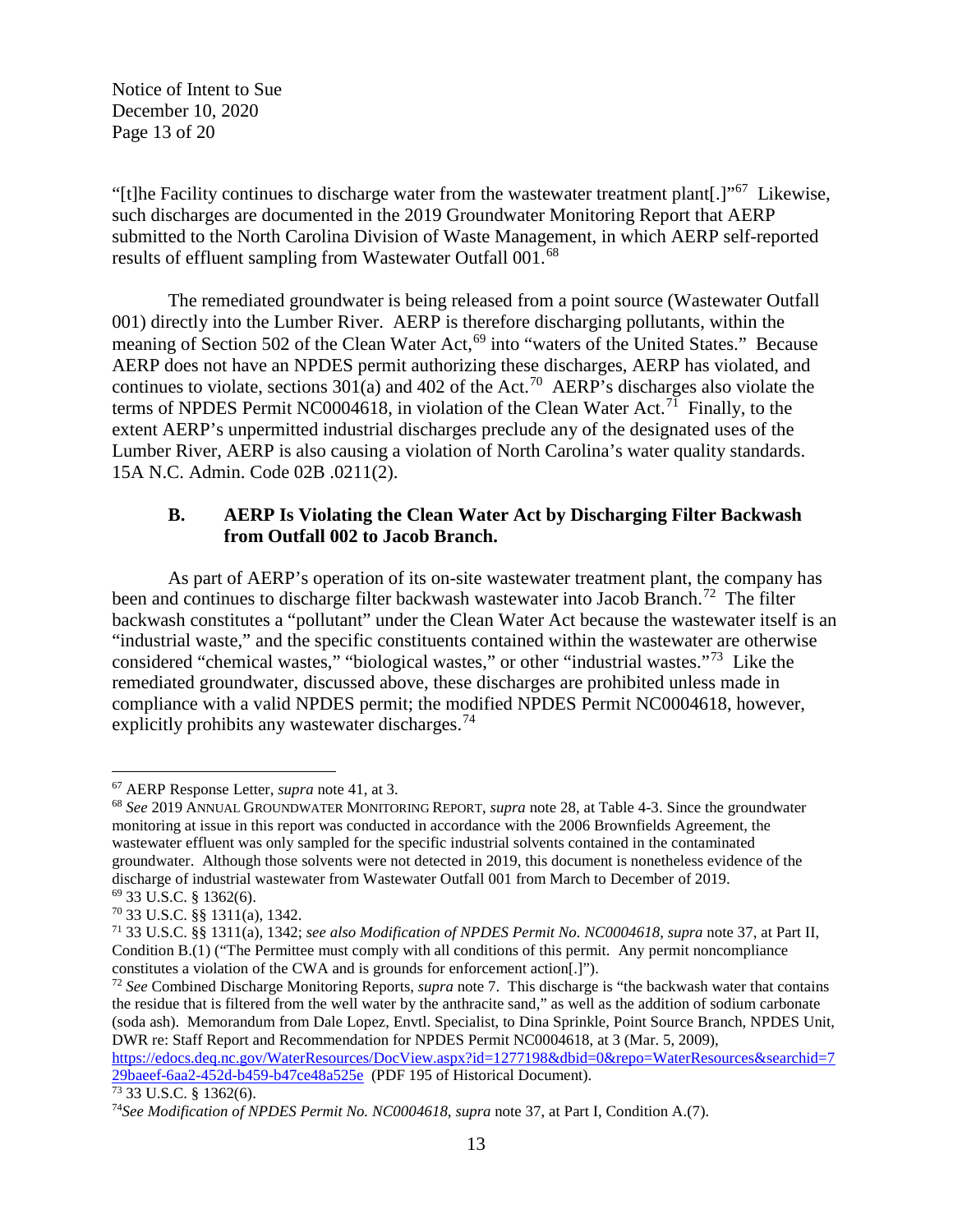"[t]he Facility continues to discharge water from the wastewater treatment plant[.]"[67] Likewise, such discharges are documented in the 2019 Groundwater Monitoring Report that AERP submitted to the North Carolina Division of Waste Management, in which AERP self-reported results of effluent sampling from Wastewater Outfall 001.[68]

The remediated groundwater is being released from a point source (Wastewater Outfall 001) directly into the Lumber River. AERP is therefore discharging pollutants, within the meaning of Section 502 of the Clean Water Act,[69] into "waters of the United States." Because AERP does not have an NPDES permit authorizing these discharges, AERP has violated, and continues to violate, sections 301(a) and 402 of the Act.[70] AERP's discharges also violate the terms of NPDES Permit NC0004618, in violation of the Clean Water Act.[71] Finally, to the extent AERP's unpermitted industrial discharges preclude any of the designated uses of the Lumber River, AERP is also causing a violation of North Carolina's water quality standards. 15A N.C. Admin. Code 02B .0211(2).

### B. AERP Is Violating the Clean Water Act by Discharging Filter Backwash from Outfall 002 to Jacob Branch.

As part of AERP's operation of its on-site wastewater treatment plant, the company has been and continues to discharge filter backwash wastewater into Jacob Branch.[72] The filter backwash constitutes a "pollutant" under the Clean Water Act because the wastewater itself is an "industrial waste," and the specific constituents contained within the wastewater are otherwise considered "chemical wastes," "biological wastes," or other "industrial wastes."[73] Like the remediated groundwater, discussed above, these discharges are prohibited unless made in compliance with a valid NPDES permit; the modified NPDES Permit NC0004618, however, explicitly prohibits any wastewater discharges.[74]

---

[67] AERP Response Letter, *supra* note 41, at 3.

[68] *See* 2019 ANNUAL GROUNDWATER MONITORING REPORT, *supra* note 28, at Table 4-3. Since the groundwater monitoring at issue in this report was conducted in accordance with the 2006 Brownfields Agreement, the wastewater effluent was only sampled for the specific industrial solvents contained in the contaminated groundwater. Although those solvents were not detected in 2019, this document is nonetheless evidence of the discharge of industrial wastewater from Wastewater Outfall 001 from March to December of 2019.

[69] 33 U.S.C. § 1362(6).

[70] 33 U.S.C. §§ 1311(a), 1342.

[71] 33 U.S.C. §§ 1311(a), 1342; *see also Modification of NPDES Permit No. NC0004618*, *supra* note 37, at Part II, Condition B.(1) ("The Permittee must comply with all conditions of this permit. Any permit noncompliance constitutes a violation of the CWA and is grounds for enforcement action[.]").

[72] *See* Combined Discharge Monitoring Reports, *supra* note 7. This discharge is "the backwash water that contains the residue that is filtered from the well water by the anthracite sand," as well as the addition of sodium carbonate (soda ash). Memorandum from Dale Lopez, Envtl. Specialist, to Dina Sprinkle, Point Source Branch, NPDES Unit, DWR re: Staff Report and Recommendation for NPDES Permit NC0004618, at 3 (Mar. 5, 2009), https://edocs.deq.nc.gov/WaterResources/DocView.aspx?id=1277198&dbid=0&repo=WaterResources&searchid=729baeef-6aa2-452d-b459-b47ce48a525e (PDF 195 of Historical Document).

[73] 33 U.S.C. § 1362(6).

[74] *See Modification of NPDES Permit No. NC0004618*, *supra* note 37, at Part I, Condition A.(7).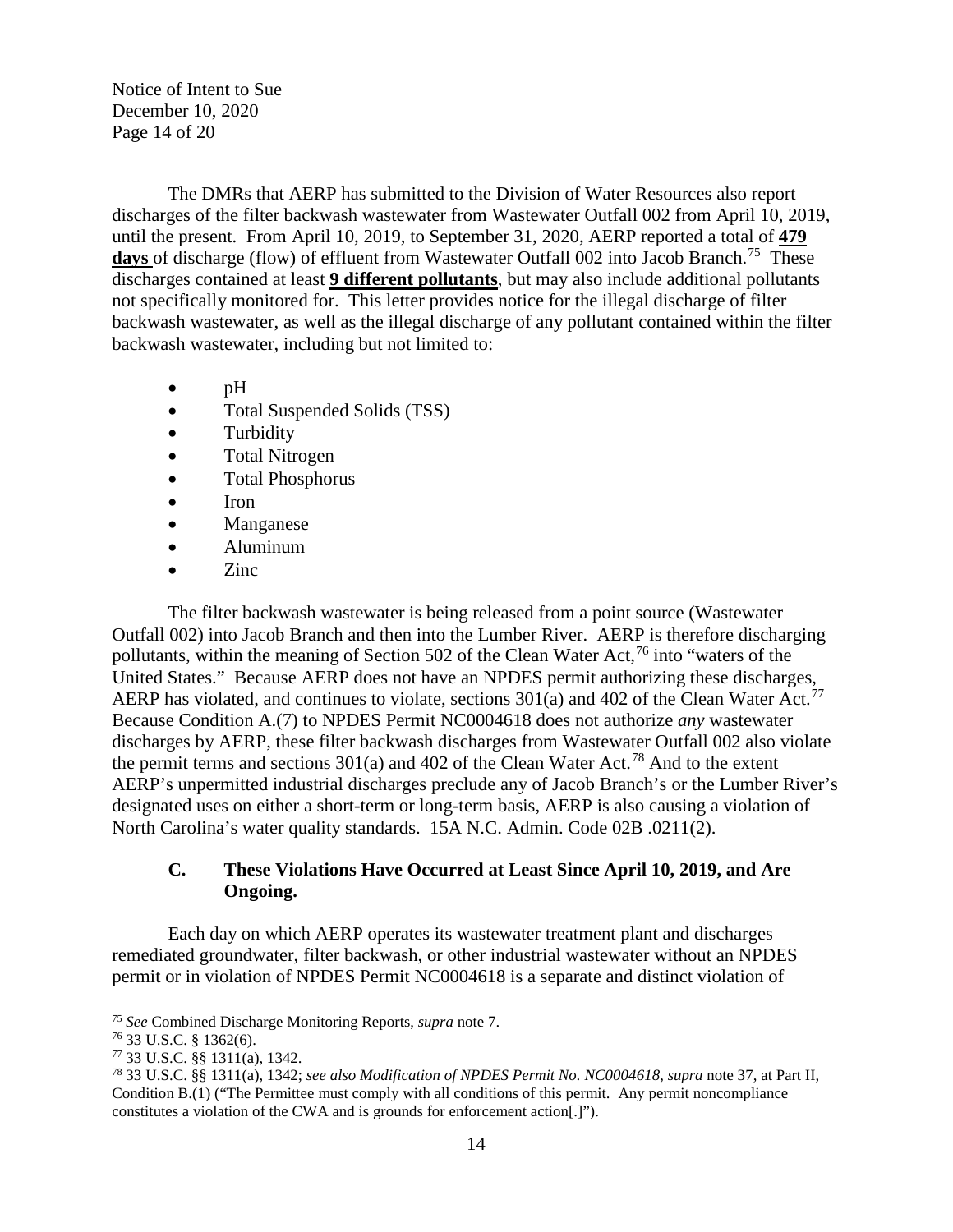The DMRs that AERP has submitted to the Division of Water Resources also report discharges of the filter backwash wastewater from Wastewater Outfall 002 from April 10, 2019, until the present. From April 10, 2019, to September 31, 2020, AERP reported a total of **479 days** of discharge (flow) of effluent from Wastewater Outfall 002 into Jacob Branch.[75] These discharges contained at least **9 different pollutants**, but may also include additional pollutants not specifically monitored for. This letter provides notice for the illegal discharge of filter backwash wastewater, as well as the illegal discharge of any pollutant contained within the filter backwash wastewater, including but not limited to:

- pH
- Total Suspended Solids (TSS)
- Turbidity
- Total Nitrogen
- Total Phosphorus
- Iron
- Manganese
- Aluminum
- Zinc

The filter backwash wastewater is being released from a point source (Wastewater Outfall 002) into Jacob Branch and then into the Lumber River. AERP is therefore discharging pollutants, within the meaning of Section 502 of the Clean Water Act,[76] into "waters of the United States." Because AERP does not have an NPDES permit authorizing these discharges, AERP has violated, and continues to violate, sections 301(a) and 402 of the Clean Water Act.[77] Because Condition A.(7) to NPDES Permit NC0004618 does not authorize *any* wastewater discharges by AERP, these filter backwash discharges from Wastewater Outfall 002 also violate the permit terms and sections 301(a) and 402 of the Clean Water Act.[78] And to the extent AERP's unpermitted industrial discharges preclude any of Jacob Branch's or the Lumber River's designated uses on either a short-term or long-term basis, AERP is also causing a violation of North Carolina's water quality standards. 15A N.C. Admin. Code 02B .0211(2).

### C. These Violations Have Occurred at Least Since April 10, 2019, and Are Ongoing.

Each day on which AERP operates its wastewater treatment plant and discharges remediated groundwater, filter backwash, or other industrial wastewater without an NPDES permit or in violation of NPDES Permit NC0004618 is a separate and distinct violation of

---

[75] *See* Combined Discharge Monitoring Reports, *supra* note 7.

[76] 33 U.S.C. § 1362(6).

[77] 33 U.S.C. §§ 1311(a), 1342.

[78] 33 U.S.C. §§ 1311(a), 1342; *see also Modification of NPDES Permit No. NC0004618*, *supra* note 37, at Part II, Condition B.(1) ("The Permittee must comply with all conditions of this permit. Any permit noncompliance constitutes a violation of the CWA and is grounds for enforcement action[.]").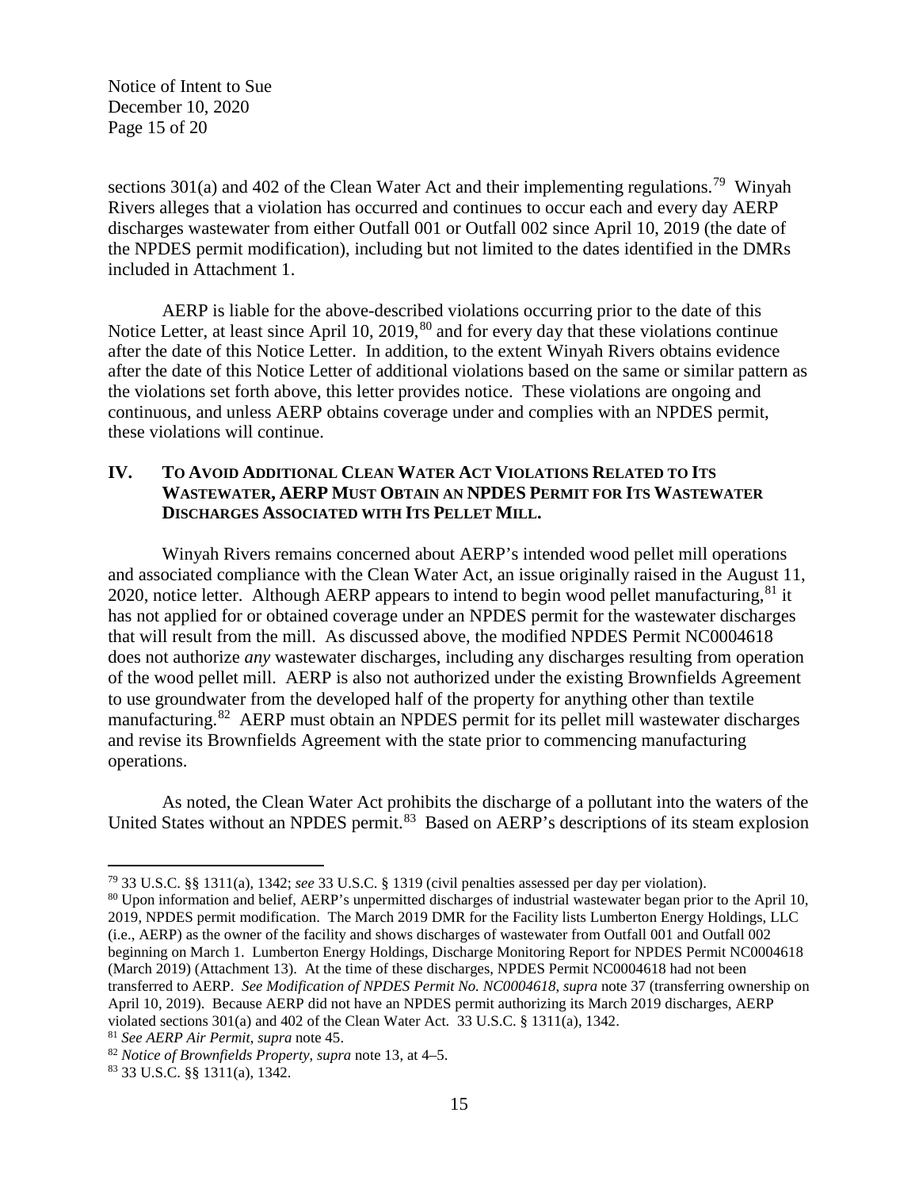sections 301(a) and 402 of the Clean Water Act and their implementing regulations.[79] Winyah Rivers alleges that a violation has occurred and continues to occur each and every day AERP discharges wastewater from either Outfall 001 or Outfall 002 since April 10, 2019 (the date of the NPDES permit modification), including but not limited to the dates identified in the DMRs included in Attachment 1.

AERP is liable for the above-described violations occurring prior to the date of this Notice Letter, at least since April 10, 2019,[80] and for every day that these violations continue after the date of this Notice Letter. In addition, to the extent Winyah Rivers obtains evidence after the date of this Notice Letter of additional violations based on the same or similar pattern as the violations set forth above, this letter provides notice. These violations are ongoing and continuous, and unless AERP obtains coverage under and complies with an NPDES permit, these violations will continue.

## IV. To Avoid Additional Clean Water Act Violations Related to Its Wastewater, AERP Must Obtain an NPDES Permit for Its Wastewater Discharges Associated with Its Pellet Mill.

Winyah Rivers remains concerned about AERP's intended wood pellet mill operations and associated compliance with the Clean Water Act, an issue originally raised in the August 11, 2020, notice letter. Although AERP appears to intend to begin wood pellet manufacturing,[81] it has not applied for or obtained coverage under an NPDES permit for the wastewater discharges that will result from the mill. As discussed above, the modified NPDES Permit NC0004618 does not authorize *any* wastewater discharges, including any discharges resulting from operation of the wood pellet mill. AERP is also not authorized under the existing Brownfields Agreement to use groundwater from the developed half of the property for anything other than textile manufacturing.[82] AERP must obtain an NPDES permit for its pellet mill wastewater discharges and revise its Brownfields Agreement with the state prior to commencing manufacturing operations.

As noted, the Clean Water Act prohibits the discharge of a pollutant into the waters of the United States without an NPDES permit.[83] Based on AERP's descriptions of its steam explosion

---

[79] 33 U.S.C. §§ 1311(a), 1342; *see* 33 U.S.C. § 1319 (civil penalties assessed per day per violation).

[80] Upon information and belief, AERP's unpermitted discharges of industrial wastewater began prior to the April 10, 2019, NPDES permit modification. The March 2019 DMR for the Facility lists Lumberton Energy Holdings, LLC (i.e., AERP) as the owner of the facility and shows discharges of wastewater from Outfall 001 and Outfall 002 beginning on March 1. Lumberton Energy Holdings, Discharge Monitoring Report for NPDES Permit NC0004618 (March 2019) (Attachment 13). At the time of these discharges, NPDES Permit NC0004618 had not been transferred to AERP. *See Modification of NPDES Permit No. NC0004618*, *supra* note 37 (transferring ownership on April 10, 2019). Because AERP did not have an NPDES permit authorizing its March 2019 discharges, AERP violated sections 301(a) and 402 of the Clean Water Act. 33 U.S.C. § 1311(a), 1342.

[81] *See AERP Air Permit*, *supra* note 45.

[82] *Notice of Brownfields Property*, *supra* note 13, at 4–5.

[83] 33 U.S.C. §§ 1311(a), 1342.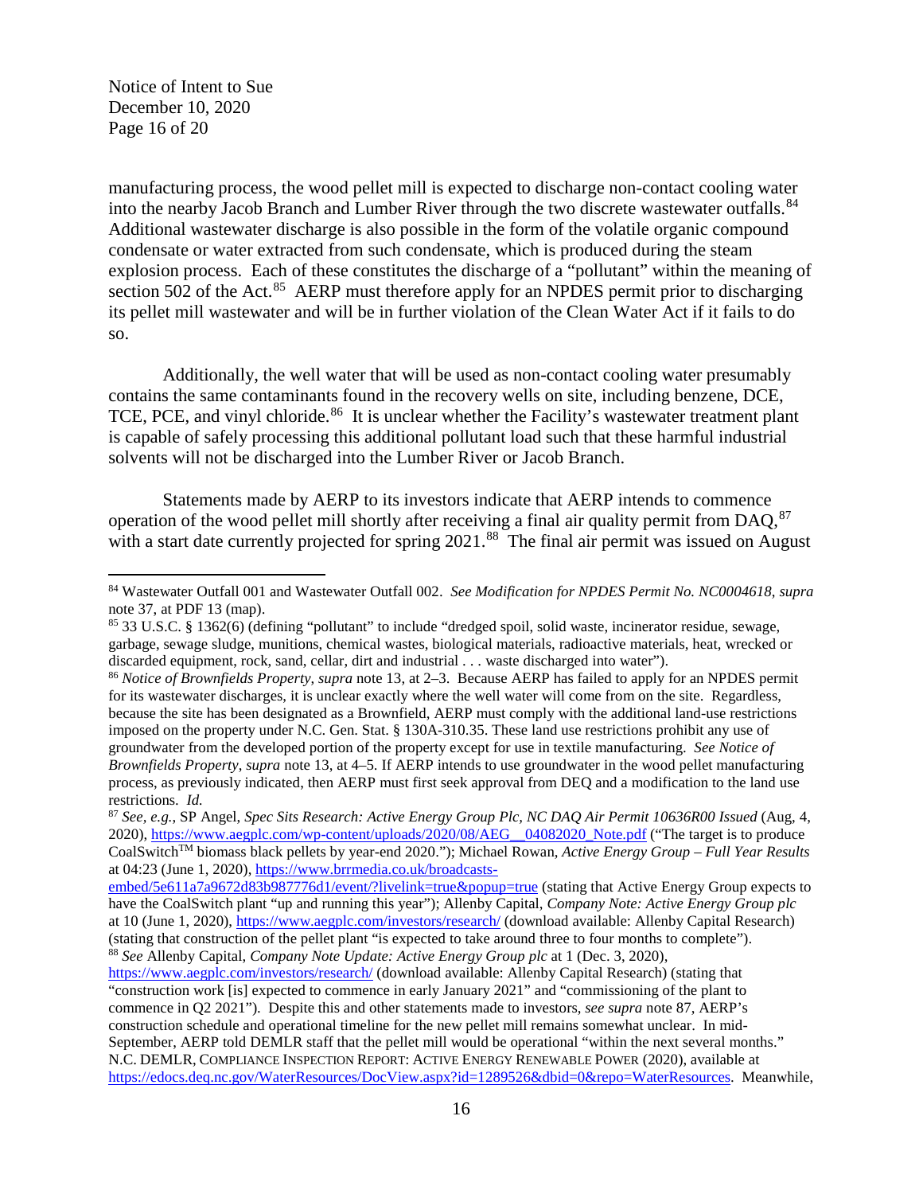manufacturing process, the wood pellet mill is expected to discharge non-contact cooling water into the nearby Jacob Branch and Lumber River through the two discrete wastewater outfalls.[84] Additional wastewater discharge is also possible in the form of the volatile organic compound condensate or water extracted from such condensate, which is produced during the steam explosion process. Each of these constitutes the discharge of a "pollutant" within the meaning of section 502 of the Act.[85] AERP must therefore apply for an NPDES permit prior to discharging its pellet mill wastewater and will be in further violation of the Clean Water Act if it fails to do so.

Additionally, the well water that will be used as non-contact cooling water presumably contains the same contaminants found in the recovery wells on site, including benzene, DCE, TCE, PCE, and vinyl chloride.[86] It is unclear whether the Facility's wastewater treatment plant is capable of safely processing this additional pollutant load such that these harmful industrial solvents will not be discharged into the Lumber River or Jacob Branch.

Statements made by AERP to its investors indicate that AERP intends to commence operation of the wood pellet mill shortly after receiving a final air quality permit from DAQ,[87] with a start date currently projected for spring 2021.[88] The final air permit was issued on August

---

[84] Wastewater Outfall 001 and Wastewater Outfall 002. *See Modification for NPDES Permit No. NC0004618*, *supra* note 37, at PDF 13 (map).

[85] 33 U.S.C. § 1362(6) (defining "pollutant" to include "dredged spoil, solid waste, incinerator residue, sewage, garbage, sewage sludge, munitions, chemical wastes, biological materials, radioactive materials, heat, wrecked or discarded equipment, rock, sand, cellar, dirt and industrial . . . waste discharged into water").

[86] *Notice of Brownfields Property*, *supra* note 13, at 2–3. Because AERP has failed to apply for an NPDES permit for its wastewater discharges, it is unclear exactly where the well water will come from on the site. Regardless, because the site has been designated as a Brownfield, AERP must comply with the additional land-use restrictions imposed on the property under N.C. Gen. Stat. § 130A-310.35. These land use restrictions prohibit any use of groundwater from the developed portion of the property except for use in textile manufacturing. *See Notice of Brownfields Property*, *supra* note 13, at 4–5. If AERP intends to use groundwater in the wood pellet manufacturing process, as previously indicated, then AERP must first seek approval from DEQ and a modification to the land use restrictions. *Id.*

[87] *See, e.g.*, SP Angel, *Spec Sits Research: Active Energy Group Plc, NC DAQ Air Permit 10636R00 Issued* (Aug, 4, 2020), https://www.aegplc.com/wp-content/uploads/2020/08/AEG__04082020_Note.pdf ("The target is to produce CoalSwitch™ biomass black pellets by year-end 2020."); Michael Rowan, *Active Energy Group – Full Year Results* at 04:23 (June 1, 2020), https://www.brrmedia.co.uk/broadcasts-embed/5e611a7a9672d83b987776d1/event/?livelink=true&popup=true (stating that Active Energy Group expects to have the CoalSwitch plant "up and running this year"); Allenby Capital, *Company Note: Active Energy Group plc* at 10 (June 1, 2020), https://www.aegplc.com/investors/research/ (download available: Allenby Capital Research) (stating that construction of the pellet plant "is expected to take around three to four months to complete").

[88] *See* Allenby Capital, *Company Note Update: Active Energy Group plc* at 1 (Dec. 3, 2020), https://www.aegplc.com/investors/research/ (download available: Allenby Capital Research) (stating that "construction work [is] expected to commence in early January 2021" and "commissioning of the plant to commence in Q2 2021"). Despite this and other statements made to investors, *see supra* note 87, AERP's construction schedule and operational timeline for the new pellet mill remains somewhat unclear. In mid-September, AERP told DEMLR staff that the pellet mill would be operational "within the next several months." N.C. DEMLR, COMPLIANCE INSPECTION REPORT: ACTIVE ENERGY RENEWABLE POWER (2020), available at https://edocs.deq.nc.gov/WaterResources/DocView.aspx?id=1289526&dbid=0&repo=WaterResources. Meanwhile,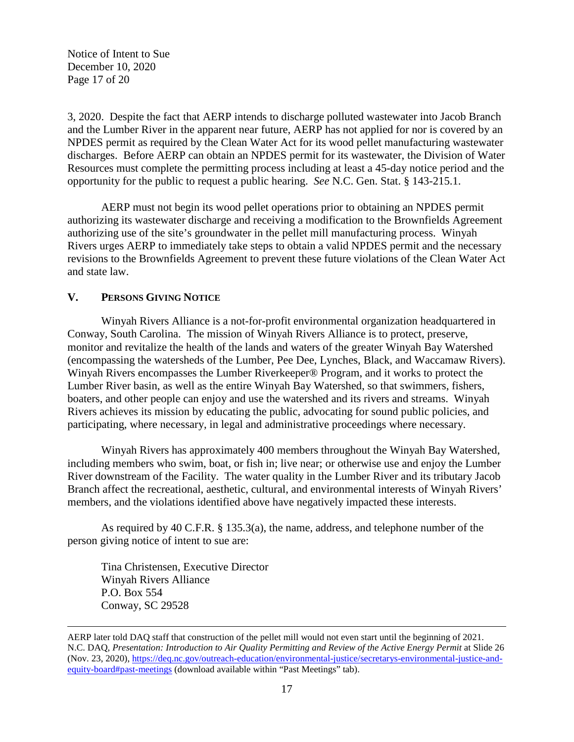3, 2020. Despite the fact that AERP intends to discharge polluted wastewater into Jacob Branch and the Lumber River in the apparent near future, AERP has not applied for nor is covered by an NPDES permit as required by the Clean Water Act for its wood pellet manufacturing wastewater discharges. Before AERP can obtain an NPDES permit for its wastewater, the Division of Water Resources must complete the permitting process including at least a 45-day notice period and the opportunity for the public to request a public hearing. *See* N.C. Gen. Stat. § 143-215.1.

AERP must not begin its wood pellet operations prior to obtaining an NPDES permit authorizing its wastewater discharge and receiving a modification to the Brownfields Agreement authorizing use of the site's groundwater in the pellet mill manufacturing process. Winyah Rivers urges AERP to immediately take steps to obtain a valid NPDES permit and the necessary revisions to the Brownfields Agreement to prevent these future violations of the Clean Water Act and state law.

## V. PERSONS GIVING NOTICE

Winyah Rivers Alliance is a not-for-profit environmental organization headquartered in Conway, South Carolina. The mission of Winyah Rivers Alliance is to protect, preserve, monitor and revitalize the health of the lands and waters of the greater Winyah Bay Watershed (encompassing the watersheds of the Lumber, Pee Dee, Lynches, Black, and Waccamaw Rivers). Winyah Rivers encompasses the Lumber Riverkeeper® Program, and it works to protect the Lumber River basin, as well as the entire Winyah Bay Watershed, so that swimmers, fishers, boaters, and other people can enjoy and use the watershed and its rivers and streams. Winyah Rivers achieves its mission by educating the public, advocating for sound public policies, and participating, where necessary, in legal and administrative proceedings where necessary.

Winyah Rivers has approximately 400 members throughout the Winyah Bay Watershed, including members who swim, boat, or fish in; live near; or otherwise use and enjoy the Lumber River downstream of the Facility. The water quality in the Lumber River and its tributary Jacob Branch affect the recreational, aesthetic, cultural, and environmental interests of Winyah Rivers' members, and the violations identified above have negatively impacted these interests.

As required by 40 C.F.R. § 135.3(a), the name, address, and telephone number of the person giving notice of intent to sue are:

Tina Christensen, Executive Director
Winyah Rivers Alliance
P.O. Box 554
Conway, SC 29528

---

AERP later told DAQ staff that construction of the pellet mill would not even start until the beginning of 2021. N.C. DAQ, *Presentation: Introduction to Air Quality Permitting and Review of the Active Energy Permit* at Slide 26 (Nov. 23, 2020), https://deq.nc.gov/outreach-education/environmental-justice/secretarys-environmental-justice-and-equity-board#past-meetings (download available within "Past Meetings" tab).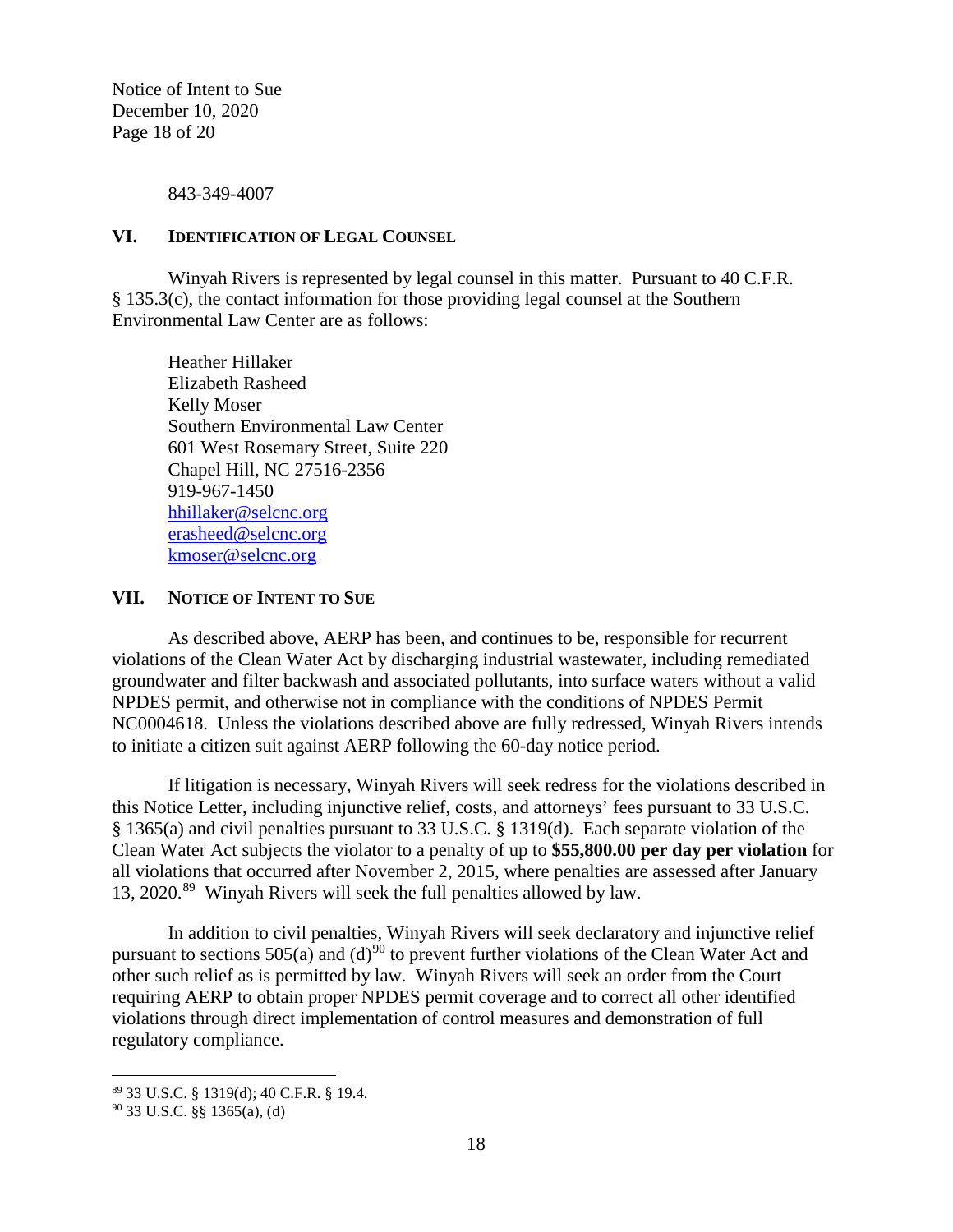843-349-4007

## VI. Identification of Legal Counsel

Winyah Rivers is represented by legal counsel in this matter. Pursuant to 40 C.F.R. § 135.3(c), the contact information for those providing legal counsel at the Southern Environmental Law Center are as follows:

Heather Hillaker
Elizabeth Rasheed
Kelly Moser
Southern Environmental Law Center
601 West Rosemary Street, Suite 220
Chapel Hill, NC 27516-2356
919-967-1450
hhillaker@selcnc.org
erasheed@selcnc.org
kmoser@selcnc.org

## VII. Notice of Intent to Sue

As described above, AERP has been, and continues to be, responsible for recurrent violations of the Clean Water Act by discharging industrial wastewater, including remediated groundwater and filter backwash and associated pollutants, into surface waters without a valid NPDES permit, and otherwise not in compliance with the conditions of NPDES Permit NC0004618. Unless the violations described above are fully redressed, Winyah Rivers intends to initiate a citizen suit against AERP following the 60-day notice period.

If litigation is necessary, Winyah Rivers will seek redress for the violations described in this Notice Letter, including injunctive relief, costs, and attorneys' fees pursuant to 33 U.S.C. § 1365(a) and civil penalties pursuant to 33 U.S.C. § 1319(d). Each separate violation of the Clean Water Act subjects the violator to a penalty of up to **$55,800.00 per day per violation** for all violations that occurred after November 2, 2015, where penalties are assessed after January 13, 2020.[89] Winyah Rivers will seek the full penalties allowed by law.

In addition to civil penalties, Winyah Rivers will seek declaratory and injunctive relief pursuant to sections 505(a) and (d)[90] to prevent further violations of the Clean Water Act and other such relief as is permitted by law. Winyah Rivers will seek an order from the Court requiring AERP to obtain proper NPDES permit coverage and to correct all other identified violations through direct implementation of control measures and demonstration of full regulatory compliance.

---

[89] 33 U.S.C. § 1319(d); 40 C.F.R. § 19.4.

[90] 33 U.S.C. §§ 1365(a), (d)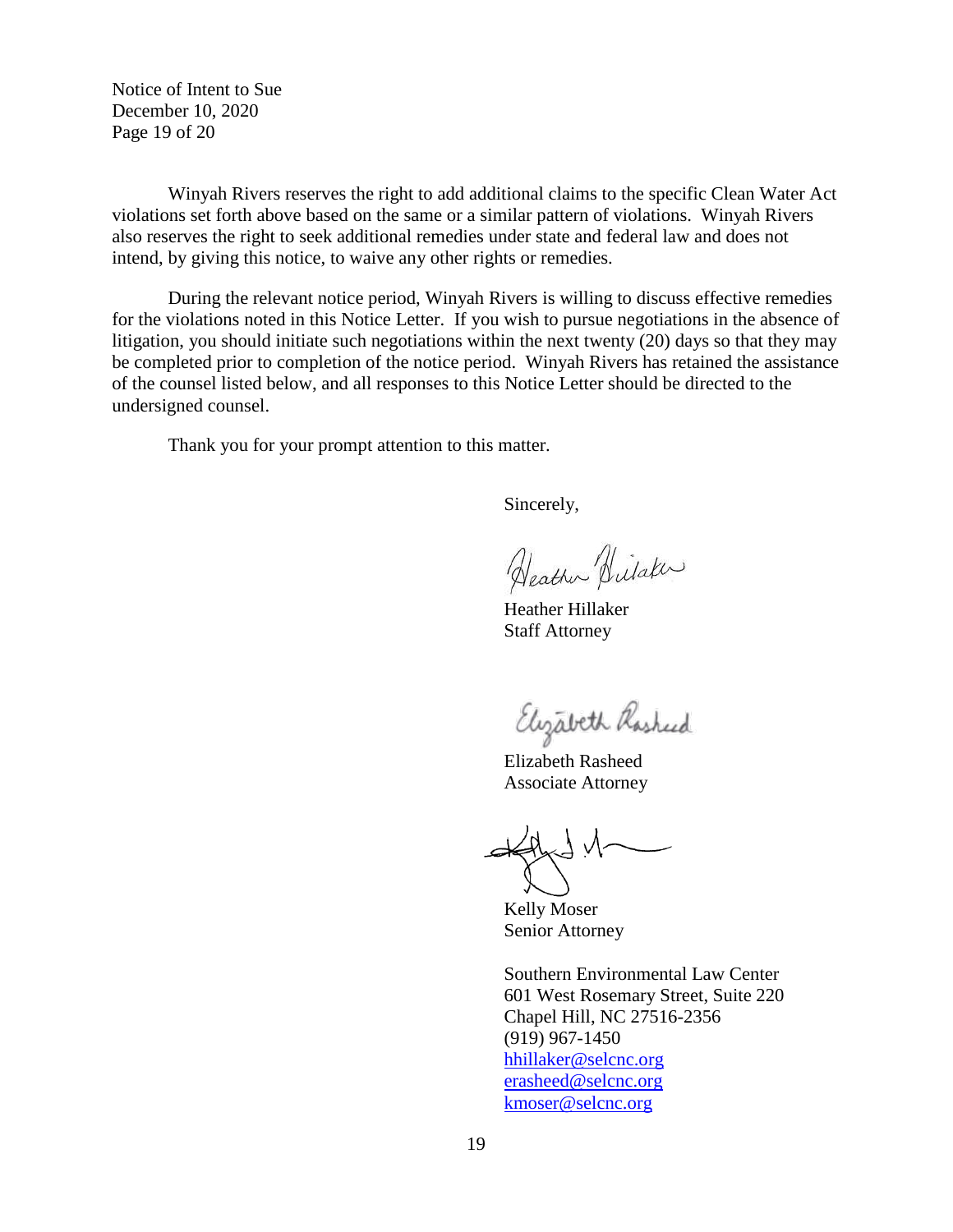Winyah Rivers reserves the right to add additional claims to the specific Clean Water Act violations set forth above based on the same or a similar pattern of violations. Winyah Rivers also reserves the right to seek additional remedies under state and federal law and does not intend, by giving this notice, to waive any other rights or remedies.

During the relevant notice period, Winyah Rivers is willing to discuss effective remedies for the violations noted in this Notice Letter. If you wish to pursue negotiations in the absence of litigation, you should initiate such negotiations within the next twenty (20) days so that they may be completed prior to completion of the notice period. Winyah Rivers has retained the assistance of the counsel listed below, and all responses to this Notice Letter should be directed to the undersigned counsel.

Thank you for your prompt attention to this matter.

Sincerely,

Heather Hillaker
Staff Attorney

Elizabeth Rasheed
Associate Attorney

Kelly Moser
Senior Attorney

Southern Environmental Law Center
601 West Rosemary Street, Suite 220
Chapel Hill, NC 27516-2356
(919) 967-1450
hhillaker@selcnc.org
erasheed@selcnc.org
kmoser@selcnc.org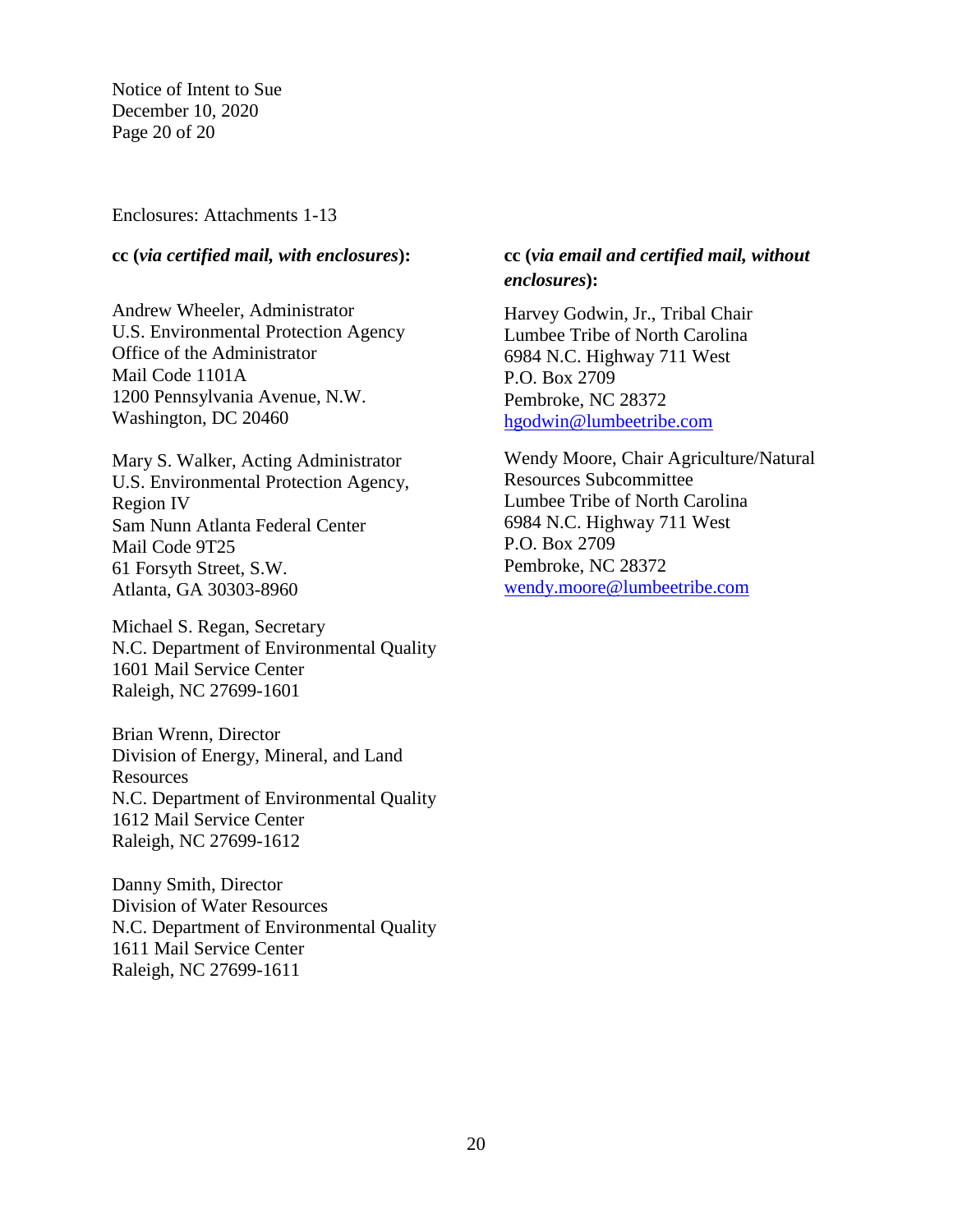Enclosures: Attachments 1-13

**cc (*via certified mail, with enclosures*):**

Andrew Wheeler, Administrator
U.S. Environmental Protection Agency
Office of the Administrator
Mail Code 1101A
1200 Pennsylvania Avenue, N.W.
Washington, DC 20460

Mary S. Walker, Acting Administrator
U.S. Environmental Protection Agency,
Region IV
Sam Nunn Atlanta Federal Center
Mail Code 9T25
61 Forsyth Street, S.W.
Atlanta, GA 30303-8960

Michael S. Regan, Secretary
N.C. Department of Environmental Quality
1601 Mail Service Center
Raleigh, NC 27699-1601

Brian Wrenn, Director
Division of Energy, Mineral, and Land
Resources
N.C. Department of Environmental Quality
1612 Mail Service Center
Raleigh, NC 27699-1612

Danny Smith, Director
Division of Water Resources
N.C. Department of Environmental Quality
1611 Mail Service Center
Raleigh, NC 27699-1611

**cc (*via email and certified mail, without enclosures*):**

Harvey Godwin, Jr., Tribal Chair
Lumbee Tribe of North Carolina
6984 N.C. Highway 711 West
P.O. Box 2709
Pembroke, NC 28372
hgodwin@lumbeetribe.com

Wendy Moore, Chair Agriculture/Natural
Resources Subcommittee
Lumbee Tribe of North Carolina
6984 N.C. Highway 711 West
P.O. Box 2709
Pembroke, NC 28372
wendy.moore@lumbeetribe.com